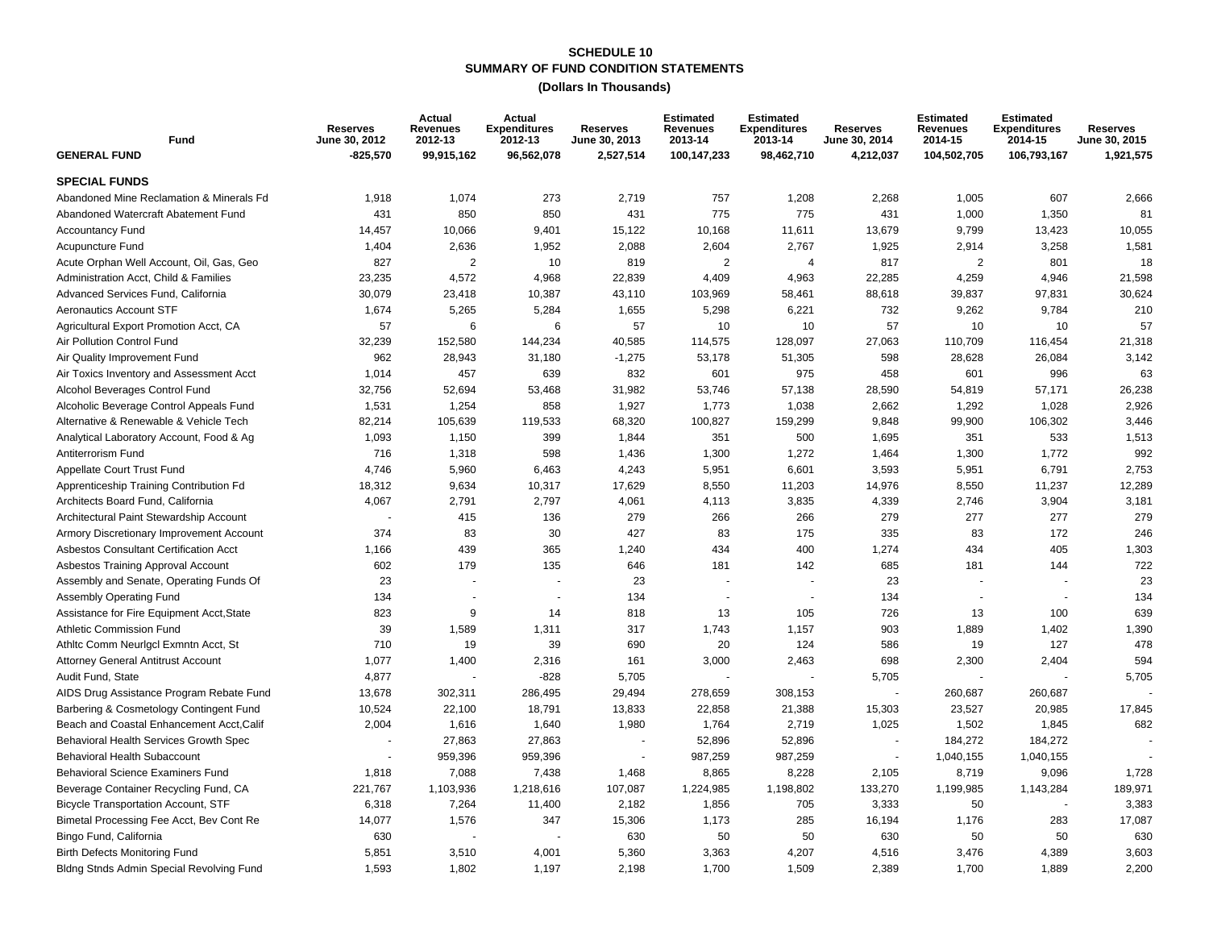# SCHEDULE 10
## SUMMARY OF FUND CONDITION STATEMENTS
### (Dollars In Thousands)

| Fund | Reserves June 30, 2012 | Actual Revenues 2012-13 | Actual Expenditures 2012-13 | Reserves June 30, 2013 | Estimated Revenues 2013-14 | Estimated Expenditures 2013-14 | Reserves June 30, 2014 | Estimated Revenues 2014-15 | Estimated Expenditures 2014-15 | Reserves June 30, 2015 |
|---|---|---|---|---|---|---|---|---|---|---|
| **GENERAL FUND** | **-825,570** | **99,915,162** | **96,562,078** | **2,527,514** | **100,147,233** | **98,462,710** | **4,212,037** | **104,502,705** | **106,793,167** | **1,921,575** |
| **SPECIAL FUNDS** | | | | | | | | | | |
| Abandoned Mine Reclamation & Minerals Fd | 1,918 | 1,074 | 273 | 2,719 | 757 | 1,208 | 2,268 | 1,005 | 607 | 2,666 |
| Abandoned Watercraft Abatement Fund | 431 | 850 | 850 | 431 | 775 | 775 | 431 | 1,000 | 1,350 | 81 |
| Accountancy Fund | 14,457 | 10,066 | 9,401 | 15,122 | 10,168 | 11,611 | 13,679 | 9,799 | 13,423 | 10,055 |
| Acupuncture Fund | 1,404 | 2,636 | 1,952 | 2,088 | 2,604 | 2,767 | 1,925 | 2,914 | 3,258 | 1,581 |
| Acute Orphan Well Account, Oil, Gas, Geo | 827 | 2 | 10 | 819 | 2 | 4 | 817 | 2 | 801 | 18 |
| Administration Acct, Child & Families | 23,235 | 4,572 | 4,968 | 22,839 | 4,409 | 4,963 | 22,285 | 4,259 | 4,946 | 21,598 |
| Advanced Services Fund, California | 30,079 | 23,418 | 10,387 | 43,110 | 103,969 | 58,461 | 88,618 | 39,837 | 97,831 | 30,624 |
| Aeronautics Account STF | 1,674 | 5,265 | 5,284 | 1,655 | 5,298 | 6,221 | 732 | 9,262 | 9,784 | 210 |
| Agricultural Export Promotion Acct, CA | 57 | 6 | 6 | 57 | 10 | 10 | 57 | 10 | 10 | 57 |
| Air Pollution Control Fund | 32,239 | 152,580 | 144,234 | 40,585 | 114,575 | 128,097 | 27,063 | 110,709 | 116,454 | 21,318 |
| Air Quality Improvement Fund | 962 | 28,943 | 31,180 | -1,275 | 53,178 | 51,305 | 598 | 28,628 | 26,084 | 3,142 |
| Air Toxics Inventory and Assessment Acct | 1,014 | 457 | 639 | 832 | 601 | 975 | 458 | 601 | 996 | 63 |
| Alcohol Beverages Control Fund | 32,756 | 52,694 | 53,468 | 31,982 | 53,746 | 57,138 | 28,590 | 54,819 | 57,171 | 26,238 |
| Alcoholic Beverage Control Appeals Fund | 1,531 | 1,254 | 858 | 1,927 | 1,773 | 1,038 | 2,662 | 1,292 | 1,028 | 2,926 |
| Alternative & Renewable & Vehicle Tech | 82,214 | 105,639 | 119,533 | 68,320 | 100,827 | 159,299 | 9,848 | 99,900 | 106,302 | 3,446 |
| Analytical Laboratory Account, Food & Ag | 1,093 | 1,150 | 399 | 1,844 | 351 | 500 | 1,695 | 351 | 533 | 1,513 |
| Antiterrorism Fund | 716 | 1,318 | 598 | 1,436 | 1,300 | 1,272 | 1,464 | 1,300 | 1,772 | 992 |
| Appellate Court Trust Fund | 4,746 | 5,960 | 6,463 | 4,243 | 5,951 | 6,601 | 3,593 | 5,951 | 6,791 | 2,753 |
| Apprenticeship Training Contribution Fd | 18,312 | 9,634 | 10,317 | 17,629 | 8,550 | 11,203 | 14,976 | 8,550 | 11,237 | 12,289 |
| Architects Board Fund, California | 4,067 | 2,791 | 2,797 | 4,061 | 4,113 | 3,835 | 4,339 | 2,746 | 3,904 | 3,181 |
| Architectural Paint Stewardship Account | - | 415 | 136 | 279 | 266 | 266 | 279 | 277 | 277 | 279 |
| Armory Discretionary Improvement Account | 374 | 83 | 30 | 427 | 83 | 175 | 335 | 83 | 172 | 246 |
| Asbestos Consultant Certification Acct | 1,166 | 439 | 365 | 1,240 | 434 | 400 | 1,274 | 434 | 405 | 1,303 |
| Asbestos Training Approval Account | 602 | 179 | 135 | 646 | 181 | 142 | 685 | 181 | 144 | 722 |
| Assembly and Senate, Operating Funds Of | 23 | - | - | 23 | - | - | 23 | - | - | 23 |
| Assembly Operating Fund | 134 | - | - | 134 | - | - | 134 | - | - | 134 |
| Assistance for Fire Equipment Acct,State | 823 | 9 | 14 | 818 | 13 | 105 | 726 | 13 | 100 | 639 |
| Athletic Commission Fund | 39 | 1,589 | 1,311 | 317 | 1,743 | 1,157 | 903 | 1,889 | 1,402 | 1,390 |
| Athltc Comm Neurlgcl Exmntn Acct, St | 710 | 19 | 39 | 690 | 20 | 124 | 586 | 19 | 127 | 478 |
| Attorney General Antitrust Account | 1,077 | 1,400 | 2,316 | 161 | 3,000 | 2,463 | 698 | 2,300 | 2,404 | 594 |
| Audit Fund, State | 4,877 | - | -828 | 5,705 | - | - | 5,705 | - | - | 5,705 |
| AIDS Drug Assistance Program Rebate Fund | 13,678 | 302,311 | 286,495 | 29,494 | 278,659 | 308,153 | - | 260,687 | 260,687 | - |
| Barbering & Cosmetology Contingent Fund | 10,524 | 22,100 | 18,791 | 13,833 | 22,858 | 21,388 | 15,303 | 23,527 | 20,985 | 17,845 |
| Beach and Coastal Enhancement Acct,Calif | 2,004 | 1,616 | 1,640 | 1,980 | 1,764 | 2,719 | 1,025 | 1,502 | 1,845 | 682 |
| Behavioral Health Services Growth Spec | - | 27,863 | 27,863 | - | 52,896 | 52,896 | - | 184,272 | 184,272 | - |
| Behavioral Health Subaccount | - | 959,396 | 959,396 | - | 987,259 | 987,259 | - | 1,040,155 | 1,040,155 | - |
| Behavioral Science Examiners Fund | 1,818 | 7,088 | 7,438 | 1,468 | 8,865 | 8,228 | 2,105 | 8,719 | 9,096 | 1,728 |
| Beverage Container Recycling Fund, CA | 221,767 | 1,103,936 | 1,218,616 | 107,087 | 1,224,985 | 1,198,802 | 133,270 | 1,199,985 | 1,143,284 | 189,971 |
| Bicycle Transportation Account, STF | 6,318 | 7,264 | 11,400 | 2,182 | 1,856 | 705 | 3,333 | 50 | - | 3,383 |
| Bimetal Processing Fee Acct, Bev Cont Re | 14,077 | 1,576 | 347 | 15,306 | 1,173 | 285 | 16,194 | 1,176 | 283 | 17,087 |
| Bingo Fund, California | 630 | - | - | 630 | 50 | 50 | 630 | 50 | 50 | 630 |
| Birth Defects Monitoring Fund | 5,851 | 3,510 | 4,001 | 5,360 | 3,363 | 4,207 | 4,516 | 3,476 | 4,389 | 3,603 |
| Bldng Stnds Admin Special Revolving Fund | 1,593 | 1,802 | 1,197 | 2,198 | 1,700 | 1,509 | 2,389 | 1,700 | 1,889 | 2,200 |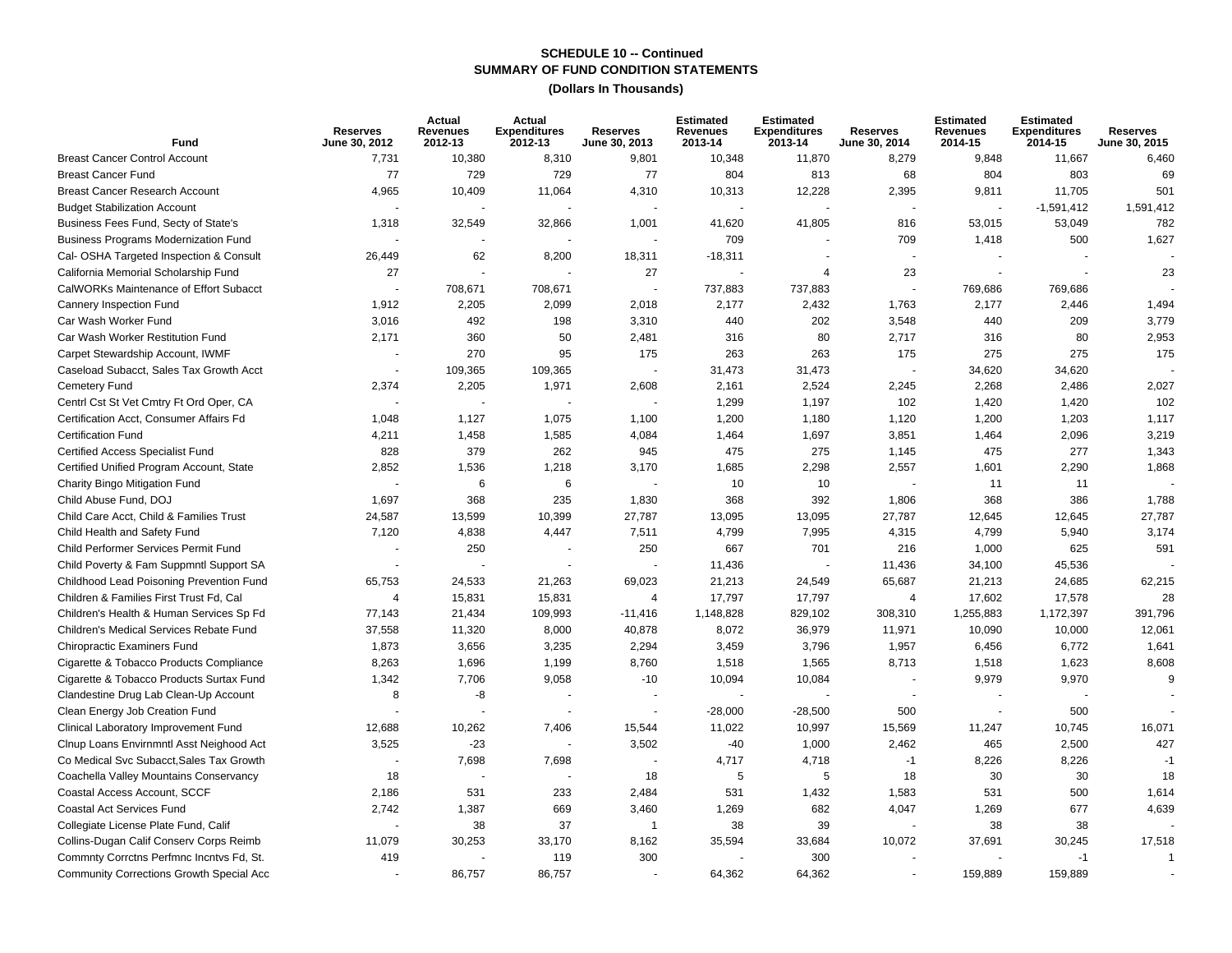**SCHEDULE 10 -- Continued**
**SUMMARY OF FUND CONDITION STATEMENTS**
**(Dollars In Thousands)**

| Fund | Reserves June 30, 2012 | Actual Revenues 2012-13 | Actual Expenditures 2012-13 | Reserves June 30, 2013 | Estimated Revenues 2013-14 | Estimated Expenditures 2013-14 | Reserves June 30, 2014 | Estimated Revenues 2014-15 | Estimated Expenditures 2014-15 | Reserves June 30, 2015 |
|---|---|---|---|---|---|---|---|---|---|---|
| Breast Cancer Control Account | 7,731 | 10,380 | 8,310 | 9,801 | 10,348 | 11,870 | 8,279 | 9,848 | 11,667 | 6,460 |
| Breast Cancer Fund | 77 | 729 | 729 | 77 | 804 | 813 | 68 | 804 | 803 | 69 |
| Breast Cancer Research Account | 4,965 | 10,409 | 11,064 | 4,310 | 10,313 | 12,228 | 2,395 | 9,811 | 11,705 | 501 |
| Budget Stabilization Account | - | - | - | - | - | - | - | - | -1,591,412 | 1,591,412 |
| Business Fees Fund, Secty of State's | 1,318 | 32,549 | 32,866 | 1,001 | 41,620 | 41,805 | 816 | 53,015 | 53,049 | 782 |
| Business Programs Modernization Fund | - | - | - | - | 709 | - | 709 | 1,418 | 500 | 1,627 |
| Cal- OSHA Targeted Inspection & Consult | 26,449 | 62 | 8,200 | 18,311 | -18,311 | - | - | - | - | - |
| California Memorial Scholarship Fund | 27 | - | - | 27 | - | 4 | 23 | - | - | 23 |
| CalWORKs Maintenance of Effort Subacct | - | 708,671 | 708,671 | - | 737,883 | 737,883 | - | 769,686 | 769,686 | - |
| Cannery Inspection Fund | 1,912 | 2,205 | 2,099 | 2,018 | 2,177 | 2,432 | 1,763 | 2,177 | 2,446 | 1,494 |
| Car Wash Worker Fund | 3,016 | 492 | 198 | 3,310 | 440 | 202 | 3,548 | 440 | 209 | 3,779 |
| Car Wash Worker Restitution Fund | 2,171 | 360 | 50 | 2,481 | 316 | 80 | 2,717 | 316 | 80 | 2,953 |
| Carpet Stewardship Account, IWMF | - | 270 | 95 | 175 | 263 | 263 | 175 | 275 | 275 | 175 |
| Caseload Subacct, Sales Tax Growth Acct | - | 109,365 | 109,365 | - | 31,473 | 31,473 | - | 34,620 | 34,620 | - |
| Cemetery Fund | 2,374 | 2,205 | 1,971 | 2,608 | 2,161 | 2,524 | 2,245 | 2,268 | 2,486 | 2,027 |
| Centrl Cst St Vet Cmtry Ft Ord Oper, CA | - | - | - | - | 1,299 | 1,197 | 102 | 1,420 | 1,420 | 102 |
| Certification Acct, Consumer Affairs Fd | 1,048 | 1,127 | 1,075 | 1,100 | 1,200 | 1,180 | 1,120 | 1,200 | 1,203 | 1,117 |
| Certification Fund | 4,211 | 1,458 | 1,585 | 4,084 | 1,464 | 1,697 | 3,851 | 1,464 | 2,096 | 3,219 |
| Certified Access Specialist Fund | 828 | 379 | 262 | 945 | 475 | 275 | 1,145 | 475 | 277 | 1,343 |
| Certified Unified Program Account, State | 2,852 | 1,536 | 1,218 | 3,170 | 1,685 | 2,298 | 2,557 | 1,601 | 2,290 | 1,868 |
| Charity Bingo Mitigation Fund | - | 6 | 6 | - | 10 | 10 | - | 11 | 11 | - |
| Child Abuse Fund, DOJ | 1,697 | 368 | 235 | 1,830 | 368 | 392 | 1,806 | 368 | 386 | 1,788 |
| Child Care Acct, Child & Families Trust | 24,587 | 13,599 | 10,399 | 27,787 | 13,095 | 13,095 | 27,787 | 12,645 | 12,645 | 27,787 |
| Child Health and Safety Fund | 7,120 | 4,838 | 4,447 | 7,511 | 4,799 | 7,995 | 4,315 | 4,799 | 5,940 | 3,174 |
| Child Performer Services Permit Fund | - | 250 | - | 250 | 667 | 701 | 216 | 1,000 | 625 | 591 |
| Child Poverty & Fam Suppmntl Support SA | - | - | - | - | 11,436 | - | 11,436 | 34,100 | 45,536 | - |
| Childhood Lead Poisoning Prevention Fund | 65,753 | 24,533 | 21,263 | 69,023 | 21,213 | 24,549 | 65,687 | 21,213 | 24,685 | 62,215 |
| Children & Families First Trust Fd, Cal | 4 | 15,831 | 15,831 | 4 | 17,797 | 17,797 | 4 | 17,602 | 17,578 | 28 |
| Children's Health & Human Services Sp Fd | 77,143 | 21,434 | 109,993 | -11,416 | 1,148,828 | 829,102 | 308,310 | 1,255,883 | 1,172,397 | 391,796 |
| Children's Medical Services Rebate Fund | 37,558 | 11,320 | 8,000 | 40,878 | 8,072 | 36,979 | 11,971 | 10,090 | 10,000 | 12,061 |
| Chiropractic Examiners Fund | 1,873 | 3,656 | 3,235 | 2,294 | 3,459 | 3,796 | 1,957 | 6,456 | 6,772 | 1,641 |
| Cigarette & Tobacco Products Compliance | 8,263 | 1,696 | 1,199 | 8,760 | 1,518 | 1,565 | 8,713 | 1,518 | 1,623 | 8,608 |
| Cigarette & Tobacco Products Surtax Fund | 1,342 | 7,706 | 9,058 | -10 | 10,094 | 10,084 | - | 9,979 | 9,970 | 9 |
| Clandestine Drug Lab Clean-Up Account | 8 | -8 | - | - | - | - | - | - | - | - |
| Clean Energy Job Creation Fund | - | - | - | - | -28,000 | -28,500 | 500 | - | 500 | - |
| Clinical Laboratory Improvement Fund | 12,688 | 10,262 | 7,406 | 15,544 | 11,022 | 10,997 | 15,569 | 11,247 | 10,745 | 16,071 |
| Clnup Loans Envirnmntl Asst Neighood Act | 3,525 | -23 | - | 3,502 | -40 | 1,000 | 2,462 | 465 | 2,500 | 427 |
| Co Medical Svc Subacct,Sales Tax Growth | - | 7,698 | 7,698 | - | 4,717 | 4,718 | -1 | 8,226 | 8,226 | -1 |
| Coachella Valley Mountains Conservancy | 18 | - | - | 18 | 5 | 5 | 18 | 30 | 30 | 18 |
| Coastal Access Account, SCCF | 2,186 | 531 | 233 | 2,484 | 531 | 1,432 | 1,583 | 531 | 500 | 1,614 |
| Coastal Act Services Fund | 2,742 | 1,387 | 669 | 3,460 | 1,269 | 682 | 4,047 | 1,269 | 677 | 4,639 |
| Collegiate License Plate Fund, Calif | - | 38 | 37 | 1 | 38 | 39 | - | 38 | 38 | - |
| Collins-Dugan Calif Conserv Corps Reimb | 11,079 | 30,253 | 33,170 | 8,162 | 35,594 | 33,684 | 10,072 | 37,691 | 30,245 | 17,518 |
| Commnty Corrctns Perfmnc Incntvs Fd, St. | 419 | - | 119 | 300 | - | 300 | - | - | -1 | 1 |
| Community Corrections Growth Special Acc | - | 86,757 | 86,757 | - | 64,362 | 64,362 | - | 159,889 | 159,889 | - |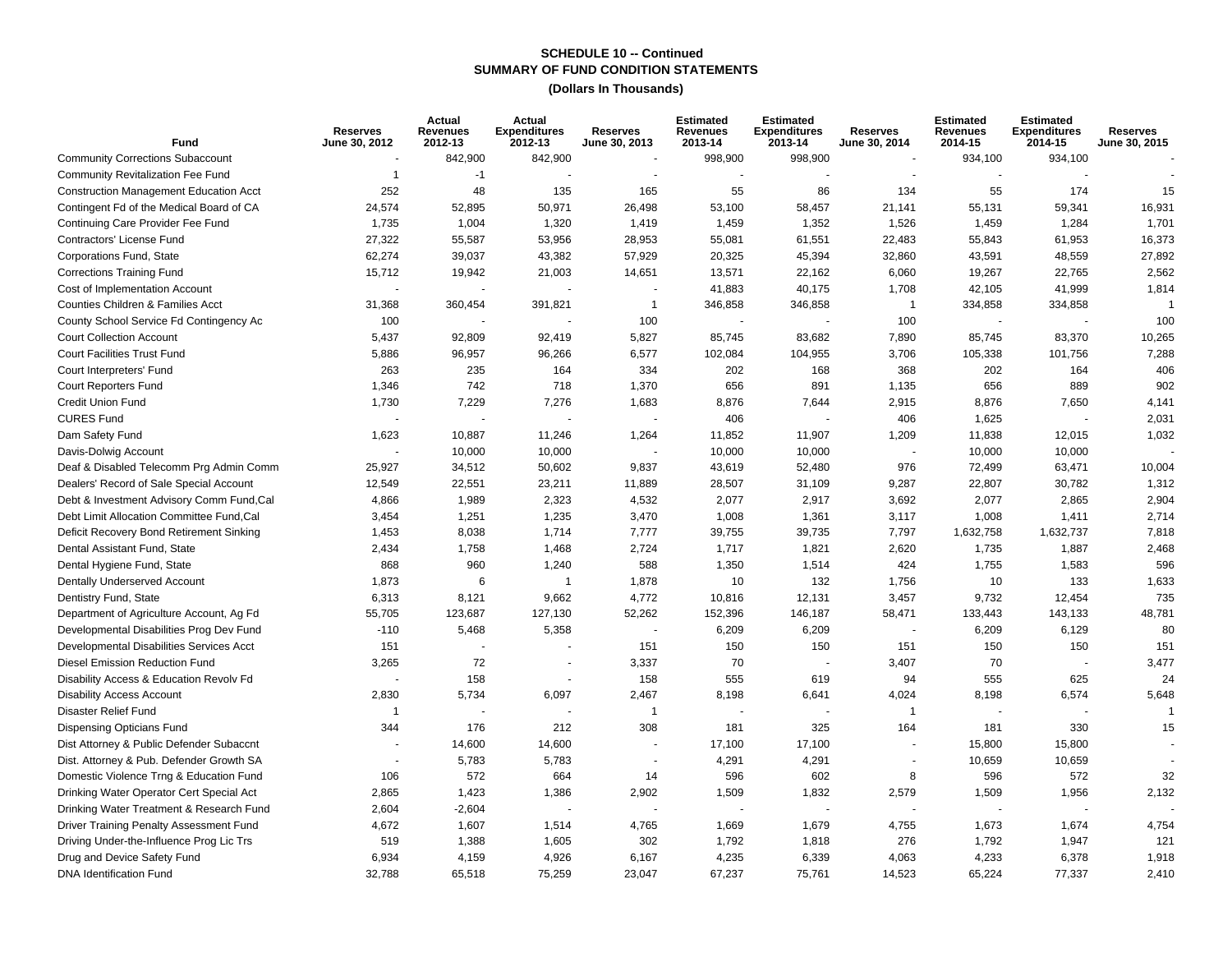# SCHEDULE 10 -- Continued
## SUMMARY OF FUND CONDITION STATEMENTS
### (Dollars In Thousands)

| Fund | Reserves June 30, 2012 | Actual Revenues 2012-13 | Actual Expenditures 2012-13 | Reserves June 30, 2013 | Estimated Revenues 2013-14 | Estimated Expenditures 2013-14 | Reserves June 30, 2014 | Estimated Revenues 2014-15 | Estimated Expenditures 2014-15 | Reserves June 30, 2015 |
|---|---|---|---|---|---|---|---|---|---|---|
| Community Corrections Subaccount | - | 842,900 | 842,900 | - | 998,900 | 998,900 | - | 934,100 | 934,100 | - |
| Community Revitalization Fee Fund | 1 | -1 | - | - | - | - | - | - | - | - |
| Construction Management Education Acct | 252 | 48 | 135 | 165 | 55 | 86 | 134 | 55 | 174 | 15 |
| Contingent Fd of the Medical Board of CA | 24,574 | 52,895 | 50,971 | 26,498 | 53,100 | 58,457 | 21,141 | 55,131 | 59,341 | 16,931 |
| Continuing Care Provider Fee Fund | 1,735 | 1,004 | 1,320 | 1,419 | 1,459 | 1,352 | 1,526 | 1,459 | 1,284 | 1,701 |
| Contractors' License Fund | 27,322 | 55,587 | 53,956 | 28,953 | 55,081 | 61,551 | 22,483 | 55,843 | 61,953 | 16,373 |
| Corporations Fund, State | 62,274 | 39,037 | 43,382 | 57,929 | 20,325 | 45,394 | 32,860 | 43,591 | 48,559 | 27,892 |
| Corrections Training Fund | 15,712 | 19,942 | 21,003 | 14,651 | 13,571 | 22,162 | 6,060 | 19,267 | 22,765 | 2,562 |
| Cost of Implementation Account | - | - | - | - | 41,883 | 40,175 | 1,708 | 42,105 | 41,999 | 1,814 |
| Counties Children & Families Acct | 31,368 | 360,454 | 391,821 | 1 | 346,858 | 346,858 | 1 | 334,858 | 334,858 | 1 |
| County School Service Fd Contingency Ac | 100 | - | - | 100 | - | - | 100 | - | - | 100 |
| Court Collection Account | 5,437 | 92,809 | 92,419 | 5,827 | 85,745 | 83,682 | 7,890 | 85,745 | 83,370 | 10,265 |
| Court Facilities Trust Fund | 5,886 | 96,957 | 96,266 | 6,577 | 102,084 | 104,955 | 3,706 | 105,338 | 101,756 | 7,288 |
| Court Interpreters' Fund | 263 | 235 | 164 | 334 | 202 | 168 | 368 | 202 | 164 | 406 |
| Court Reporters Fund | 1,346 | 742 | 718 | 1,370 | 656 | 891 | 1,135 | 656 | 889 | 902 |
| Credit Union Fund | 1,730 | 7,229 | 7,276 | 1,683 | 8,876 | 7,644 | 2,915 | 8,876 | 7,650 | 4,141 |
| CURES Fund | - | - | - | - | 406 | - | 406 | 1,625 | - | 2,031 |
| Dam Safety Fund | 1,623 | 10,887 | 11,246 | 1,264 | 11,852 | 11,907 | 1,209 | 11,838 | 12,015 | 1,032 |
| Davis-Dolwig Account | - | 10,000 | 10,000 | - | 10,000 | 10,000 | - | 10,000 | 10,000 | - |
| Deaf & Disabled Telecomm Prg Admin Comm | 25,927 | 34,512 | 50,602 | 9,837 | 43,619 | 52,480 | 976 | 72,499 | 63,471 | 10,004 |
| Dealers' Record of Sale Special Account | 12,549 | 22,551 | 23,211 | 11,889 | 28,507 | 31,109 | 9,287 | 22,807 | 30,782 | 1,312 |
| Debt & Investment Advisory Comm Fund,Cal | 4,866 | 1,989 | 2,323 | 4,532 | 2,077 | 2,917 | 3,692 | 2,077 | 2,865 | 2,904 |
| Debt Limit Allocation Committee Fund,Cal | 3,454 | 1,251 | 1,235 | 3,470 | 1,008 | 1,361 | 3,117 | 1,008 | 1,411 | 2,714 |
| Deficit Recovery Bond Retirement Sinking | 1,453 | 8,038 | 1,714 | 7,777 | 39,755 | 39,735 | 7,797 | 1,632,758 | 1,632,737 | 7,818 |
| Dental Assistant Fund, State | 2,434 | 1,758 | 1,468 | 2,724 | 1,717 | 1,821 | 2,620 | 1,735 | 1,887 | 2,468 |
| Dental Hygiene Fund, State | 868 | 960 | 1,240 | 588 | 1,350 | 1,514 | 424 | 1,755 | 1,583 | 596 |
| Dentally Underserved Account | 1,873 | 6 | 1 | 1,878 | 10 | 132 | 1,756 | 10 | 133 | 1,633 |
| Dentistry Fund, State | 6,313 | 8,121 | 9,662 | 4,772 | 10,816 | 12,131 | 3,457 | 9,732 | 12,454 | 735 |
| Department of Agriculture Account, Ag Fd | 55,705 | 123,687 | 127,130 | 52,262 | 152,396 | 146,187 | 58,471 | 133,443 | 143,133 | 48,781 |
| Developmental Disabilities Prog Dev Fund | -110 | 5,468 | 5,358 | - | 6,209 | 6,209 | - | 6,209 | 6,129 | 80 |
| Developmental Disabilities Services Acct | 151 | - | - | 151 | 150 | 150 | 151 | 150 | 150 | 151 |
| Diesel Emission Reduction Fund | 3,265 | 72 | - | 3,337 | 70 | - | 3,407 | 70 | - | 3,477 |
| Disability Access & Education Revolv Fd | - | 158 | - | 158 | 555 | 619 | 94 | 555 | 625 | 24 |
| Disability Access Account | 2,830 | 5,734 | 6,097 | 2,467 | 8,198 | 6,641 | 4,024 | 8,198 | 6,574 | 5,648 |
| Disaster Relief Fund | 1 | - | - | 1 | - | - | 1 | - | - | 1 |
| Dispensing Opticians Fund | 344 | 176 | 212 | 308 | 181 | 325 | 164 | 181 | 330 | 15 |
| Dist Attorney & Public Defender Subaccnt | - | 14,600 | 14,600 | - | 17,100 | 17,100 | - | 15,800 | 15,800 | - |
| Dist. Attorney & Pub. Defender Growth SA | - | 5,783 | 5,783 | - | 4,291 | 4,291 | - | 10,659 | 10,659 | - |
| Domestic Violence Trng & Education Fund | 106 | 572 | 664 | 14 | 596 | 602 | 8 | 596 | 572 | 32 |
| Drinking Water Operator Cert Special Act | 2,865 | 1,423 | 1,386 | 2,902 | 1,509 | 1,832 | 2,579 | 1,509 | 1,956 | 2,132 |
| Drinking Water Treatment & Research Fund | 2,604 | -2,604 | - | - | - | - | - | - | - | - |
| Driver Training Penalty Assessment Fund | 4,672 | 1,607 | 1,514 | 4,765 | 1,669 | 1,679 | 4,755 | 1,673 | 1,674 | 4,754 |
| Driving Under-the-Influence Prog Lic Trs | 519 | 1,388 | 1,605 | 302 | 1,792 | 1,818 | 276 | 1,792 | 1,947 | 121 |
| Drug and Device Safety Fund | 6,934 | 4,159 | 4,926 | 6,167 | 4,235 | 6,339 | 4,063 | 4,233 | 6,378 | 1,918 |
| DNA Identification Fund | 32,788 | 65,518 | 75,259 | 23,047 | 67,237 | 75,761 | 14,523 | 65,224 | 77,337 | 2,410 |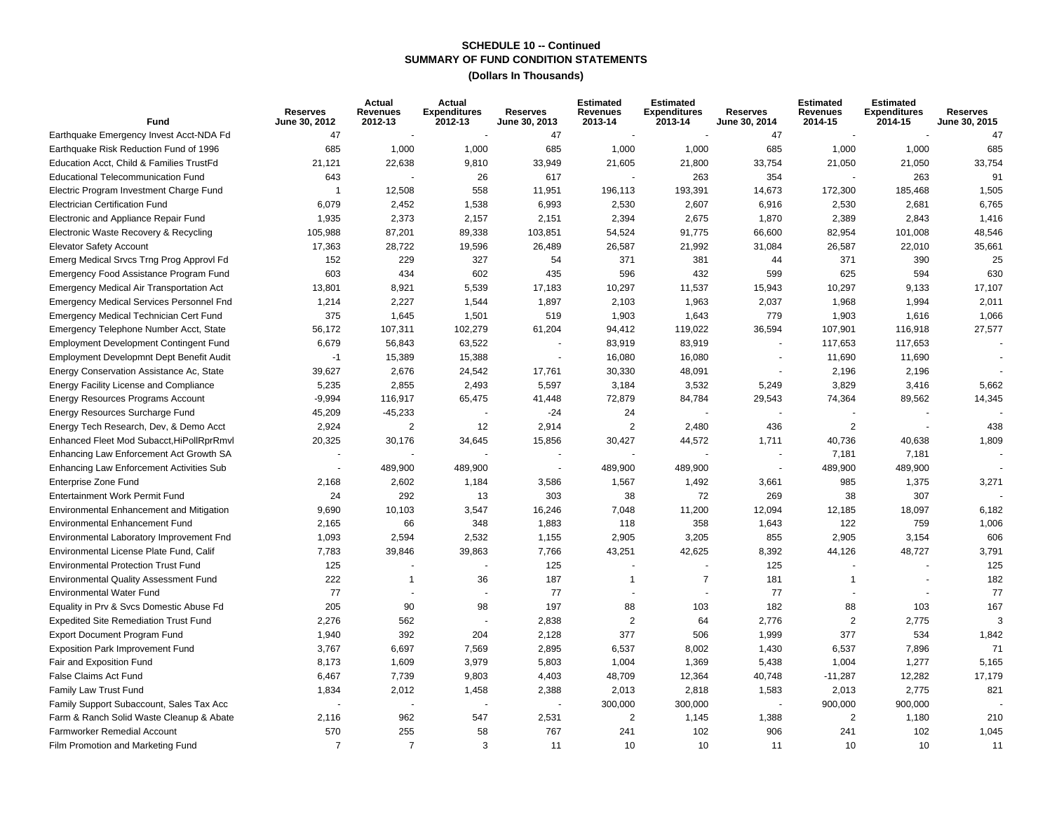**SCHEDULE 10 -- Continued**
**SUMMARY OF FUND CONDITION STATEMENTS**
**(Dollars In Thousands)**

| Fund | Reserves June 30, 2012 | Actual Revenues 2012-13 | Actual Expenditures 2012-13 | Reserves June 30, 2013 | Estimated Revenues 2013-14 | Estimated Expenditures 2013-14 | Reserves June 30, 2014 | Estimated Revenues 2014-15 | Estimated Expenditures 2014-15 | Reserves June 30, 2015 |
|---|---|---|---|---|---|---|---|---|---|---|
| Earthquake Emergency Invest Acct-NDA Fd | 47 | - | - | 47 | - | - | 47 | - | - | 47 |
| Earthquake Risk Reduction Fund of 1996 | 685 | 1,000 | 1,000 | 685 | 1,000 | 1,000 | 685 | 1,000 | 1,000 | 685 |
| Education Acct, Child & Families TrustFd | 21,121 | 22,638 | 9,810 | 33,949 | 21,605 | 21,800 | 33,754 | 21,050 | 21,050 | 33,754 |
| Educational Telecommunication Fund | 643 | - | 26 | 617 | - | 263 | 354 | - | 263 | 91 |
| Electric Program Investment Charge Fund | 1 | 12,508 | 558 | 11,951 | 196,113 | 193,391 | 14,673 | 172,300 | 185,468 | 1,505 |
| Electrician Certification Fund | 6,079 | 2,452 | 1,538 | 6,993 | 2,530 | 2,607 | 6,916 | 2,530 | 2,681 | 6,765 |
| Electronic and Appliance Repair Fund | 1,935 | 2,373 | 2,157 | 2,151 | 2,394 | 2,675 | 1,870 | 2,389 | 2,843 | 1,416 |
| Electronic Waste Recovery & Recycling | 105,988 | 87,201 | 89,338 | 103,851 | 54,524 | 91,775 | 66,600 | 82,954 | 101,008 | 48,546 |
| Elevator Safety Account | 17,363 | 28,722 | 19,596 | 26,489 | 26,587 | 21,992 | 31,084 | 26,587 | 22,010 | 35,661 |
| Emerg Medical Srvcs Trng Prog Approvl Fd | 152 | 229 | 327 | 54 | 371 | 381 | 44 | 371 | 390 | 25 |
| Emergency Food Assistance Program Fund | 603 | 434 | 602 | 435 | 596 | 432 | 599 | 625 | 594 | 630 |
| Emergency Medical Air Transportation Act | 13,801 | 8,921 | 5,539 | 17,183 | 10,297 | 11,537 | 15,943 | 10,297 | 9,133 | 17,107 |
| Emergency Medical Services Personnel Fnd | 1,214 | 2,227 | 1,544 | 1,897 | 2,103 | 1,963 | 2,037 | 1,968 | 1,994 | 2,011 |
| Emergency Medical Technician Cert Fund | 375 | 1,645 | 1,501 | 519 | 1,903 | 1,643 | 779 | 1,903 | 1,616 | 1,066 |
| Emergency Telephone Number Acct, State | 56,172 | 107,311 | 102,279 | 61,204 | 94,412 | 119,022 | 36,594 | 107,901 | 116,918 | 27,577 |
| Employment Development Contingent Fund | 6,679 | 56,843 | 63,522 | - | 83,919 | 83,919 | - | 117,653 | 117,653 | - |
| Employment Developmnt Dept Benefit Audit | -1 | 15,389 | 15,388 | - | 16,080 | 16,080 | - | 11,690 | 11,690 | - |
| Energy Conservation Assistance Ac, State | 39,627 | 2,676 | 24,542 | 17,761 | 30,330 | 48,091 | - | 2,196 | 2,196 | - |
| Energy Facility License and Compliance | 5,235 | 2,855 | 2,493 | 5,597 | 3,184 | 3,532 | 5,249 | 3,829 | 3,416 | 5,662 |
| Energy Resources Programs Account | -9,994 | 116,917 | 65,475 | 41,448 | 72,879 | 84,784 | 29,543 | 74,364 | 89,562 | 14,345 |
| Energy Resources Surcharge Fund | 45,209 | -45,233 | - | -24 | 24 | - | - | - | - | - |
| Energy Tech Research, Dev, & Demo Acct | 2,924 | 2 | 12 | 2,914 | 2 | 2,480 | 436 | 2 | - | 438 |
| Enhanced Fleet Mod Subacct,HiPollRprRmvl | 20,325 | 30,176 | 34,645 | 15,856 | 30,427 | 44,572 | 1,711 | 40,736 | 40,638 | 1,809 |
| Enhancing Law Enforcement Act Growth SA | - | - | - | - | - | - | - | 7,181 | 7,181 | - |
| Enhancing Law Enforcement Activities Sub | - | 489,900 | 489,900 | - | 489,900 | 489,900 | - | 489,900 | 489,900 | - |
| Enterprise Zone Fund | 2,168 | 2,602 | 1,184 | 3,586 | 1,567 | 1,492 | 3,661 | 985 | 1,375 | 3,271 |
| Entertainment Work Permit Fund | 24 | 292 | 13 | 303 | 38 | 72 | 269 | 38 | 307 | - |
| Environmental Enhancement and Mitigation | 9,690 | 10,103 | 3,547 | 16,246 | 7,048 | 11,200 | 12,094 | 12,185 | 18,097 | 6,182 |
| Environmental Enhancement Fund | 2,165 | 66 | 348 | 1,883 | 118 | 358 | 1,643 | 122 | 759 | 1,006 |
| Environmental Laboratory Improvement Fnd | 1,093 | 2,594 | 2,532 | 1,155 | 2,905 | 3,205 | 855 | 2,905 | 3,154 | 606 |
| Environmental License Plate Fund, Calif | 7,783 | 39,846 | 39,863 | 7,766 | 43,251 | 42,625 | 8,392 | 44,126 | 48,727 | 3,791 |
| Environmental Protection Trust Fund | 125 | - | - | 125 | - | - | 125 | - | - | 125 |
| Environmental Quality Assessment Fund | 222 | 1 | 36 | 187 | 1 | 7 | 181 | 1 | - | 182 |
| Environmental Water Fund | 77 | - | - | 77 | - | - | 77 | - | - | 77 |
| Equality in Prv & Svcs Domestic Abuse Fd | 205 | 90 | 98 | 197 | 88 | 103 | 182 | 88 | 103 | 167 |
| Expedited Site Remediation Trust Fund | 2,276 | 562 | - | 2,838 | 2 | 64 | 2,776 | 2 | 2,775 | 3 |
| Export Document Program Fund | 1,940 | 392 | 204 | 2,128 | 377 | 506 | 1,999 | 377 | 534 | 1,842 |
| Exposition Park Improvement Fund | 3,767 | 6,697 | 7,569 | 2,895 | 6,537 | 8,002 | 1,430 | 6,537 | 7,896 | 71 |
| Fair and Exposition Fund | 8,173 | 1,609 | 3,979 | 5,803 | 1,004 | 1,369 | 5,438 | 1,004 | 1,277 | 5,165 |
| False Claims Act Fund | 6,467 | 7,739 | 9,803 | 4,403 | 48,709 | 12,364 | 40,748 | -11,287 | 12,282 | 17,179 |
| Family Law Trust Fund | 1,834 | 2,012 | 1,458 | 2,388 | 2,013 | 2,818 | 1,583 | 2,013 | 2,775 | 821 |
| Family Support Subaccount, Sales Tax Acc | - | - | - | - | 300,000 | 300,000 | - | 900,000 | 900,000 | - |
| Farm & Ranch Solid Waste Cleanup & Abate | 2,116 | 962 | 547 | 2,531 | 2 | 1,145 | 1,388 | 2 | 1,180 | 210 |
| Farmworker Remedial Account | 570 | 255 | 58 | 767 | 241 | 102 | 906 | 241 | 102 | 1,045 |
| Film Promotion and Marketing Fund | 7 | 7 | 3 | 11 | 10 | 10 | 11 | 10 | 10 | 11 |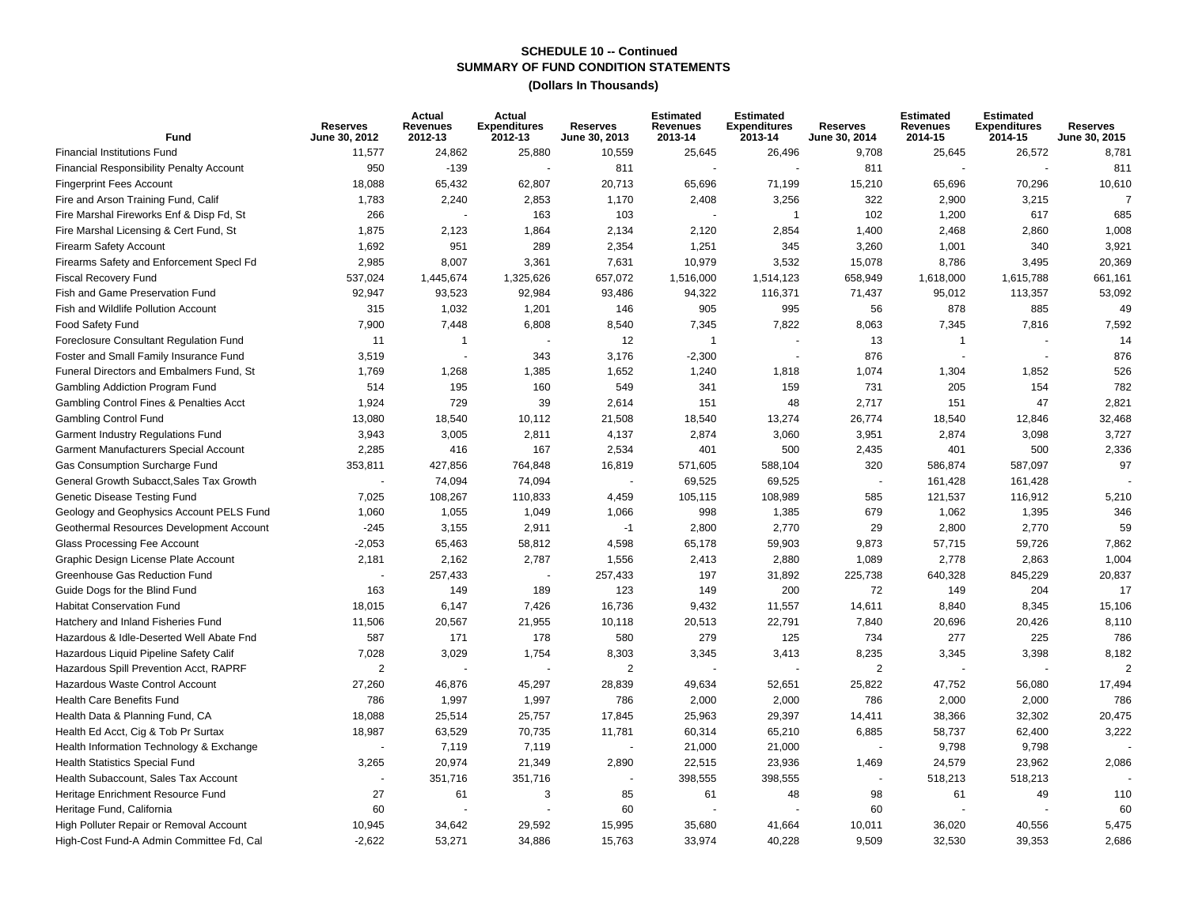## SCHEDULE 10 -- Continued
## SUMMARY OF FUND CONDITION STATEMENTS
### (Dollars In Thousands)

| Fund | Reserves June 30, 2012 | Actual Revenues 2012-13 | Actual Expenditures 2012-13 | Reserves June 30, 2013 | Estimated Revenues 2013-14 | Estimated Expenditures 2013-14 | Reserves June 30, 2014 | Estimated Revenues 2014-15 | Estimated Expenditures 2014-15 | Reserves June 30, 2015 |
|---|---|---|---|---|---|---|---|---|---|---|
| Financial Institutions Fund | 11,577 | 24,862 | 25,880 | 10,559 | 25,645 | 26,496 | 9,708 | 25,645 | 26,572 | 8,781 |
| Financial Responsibility Penalty Account | 950 | -139 | - | 811 | - | - | 811 | - | - | 811 |
| Fingerprint Fees Account | 18,088 | 65,432 | 62,807 | 20,713 | 65,696 | 71,199 | 15,210 | 65,696 | 70,296 | 10,610 |
| Fire and Arson Training Fund, Calif | 1,783 | 2,240 | 2,853 | 1,170 | 2,408 | 3,256 | 322 | 2,900 | 3,215 | 7 |
| Fire Marshal Fireworks Enf & Disp Fd, St | 266 | - | 163 | 103 | - | 1 | 102 | 1,200 | 617 | 685 |
| Fire Marshal Licensing & Cert Fund, St | 1,875 | 2,123 | 1,864 | 2,134 | 2,120 | 2,854 | 1,400 | 2,468 | 2,860 | 1,008 |
| Firearm Safety Account | 1,692 | 951 | 289 | 2,354 | 1,251 | 345 | 3,260 | 1,001 | 340 | 3,921 |
| Firearms Safety and Enforcement Specl Fd | 2,985 | 8,007 | 3,361 | 7,631 | 10,979 | 3,532 | 15,078 | 8,786 | 3,495 | 20,369 |
| Fiscal Recovery Fund | 537,024 | 1,445,674 | 1,325,626 | 657,072 | 1,516,000 | 1,514,123 | 658,949 | 1,618,000 | 1,615,788 | 661,161 |
| Fish and Game Preservation Fund | 92,947 | 93,523 | 92,984 | 93,486 | 94,322 | 116,371 | 71,437 | 95,012 | 113,357 | 53,092 |
| Fish and Wildlife Pollution Account | 315 | 1,032 | 1,201 | 146 | 905 | 995 | 56 | 878 | 885 | 49 |
| Food Safety Fund | 7,900 | 7,448 | 6,808 | 8,540 | 7,345 | 7,822 | 8,063 | 7,345 | 7,816 | 7,592 |
| Foreclosure Consultant Regulation Fund | 11 | 1 | - | 12 | 1 | - | 13 | 1 | - | 14 |
| Foster and Small Family Insurance Fund | 3,519 | - | 343 | 3,176 | -2,300 | - | 876 | - | - | 876 |
| Funeral Directors and Embalmers Fund, St | 1,769 | 1,268 | 1,385 | 1,652 | 1,240 | 1,818 | 1,074 | 1,304 | 1,852 | 526 |
| Gambling Addiction Program Fund | 514 | 195 | 160 | 549 | 341 | 159 | 731 | 205 | 154 | 782 |
| Gambling Control Fines & Penalties Acct | 1,924 | 729 | 39 | 2,614 | 151 | 48 | 2,717 | 151 | 47 | 2,821 |
| Gambling Control Fund | 13,080 | 18,540 | 10,112 | 21,508 | 18,540 | 13,274 | 26,774 | 18,540 | 12,846 | 32,468 |
| Garment Industry Regulations Fund | 3,943 | 3,005 | 2,811 | 4,137 | 2,874 | 3,060 | 3,951 | 2,874 | 3,098 | 3,727 |
| Garment Manufacturers Special Account | 2,285 | 416 | 167 | 2,534 | 401 | 500 | 2,435 | 401 | 500 | 2,336 |
| Gas Consumption Surcharge Fund | 353,811 | 427,856 | 764,848 | 16,819 | 571,605 | 588,104 | 320 | 586,874 | 587,097 | 97 |
| General Growth Subacct,Sales Tax Growth | - | 74,094 | 74,094 | - | 69,525 | 69,525 | - | 161,428 | 161,428 | - |
| Genetic Disease Testing Fund | 7,025 | 108,267 | 110,833 | 4,459 | 105,115 | 108,989 | 585 | 121,537 | 116,912 | 5,210 |
| Geology and Geophysics Account PELS Fund | 1,060 | 1,055 | 1,049 | 1,066 | 998 | 1,385 | 679 | 1,062 | 1,395 | 346 |
| Geothermal Resources Development Account | -245 | 3,155 | 2,911 | -1 | 2,800 | 2,770 | 29 | 2,800 | 2,770 | 59 |
| Glass Processing Fee Account | -2,053 | 65,463 | 58,812 | 4,598 | 65,178 | 59,903 | 9,873 | 57,715 | 59,726 | 7,862 |
| Graphic Design License Plate Account | 2,181 | 2,162 | 2,787 | 1,556 | 2,413 | 2,880 | 1,089 | 2,778 | 2,863 | 1,004 |
| Greenhouse Gas Reduction Fund | - | 257,433 | - | 257,433 | 197 | 31,892 | 225,738 | 640,328 | 845,229 | 20,837 |
| Guide Dogs for the Blind Fund | 163 | 149 | 189 | 123 | 149 | 200 | 72 | 149 | 204 | 17 |
| Habitat Conservation Fund | 18,015 | 6,147 | 7,426 | 16,736 | 9,432 | 11,557 | 14,611 | 8,840 | 8,345 | 15,106 |
| Hatchery and Inland Fisheries Fund | 11,506 | 20,567 | 21,955 | 10,118 | 20,513 | 22,791 | 7,840 | 20,696 | 20,426 | 8,110 |
| Hazardous & Idle-Deserted Well Abate Fnd | 587 | 171 | 178 | 580 | 279 | 125 | 734 | 277 | 225 | 786 |
| Hazardous Liquid Pipeline Safety Calif | 7,028 | 3,029 | 1,754 | 8,303 | 3,345 | 3,413 | 8,235 | 3,345 | 3,398 | 8,182 |
| Hazardous Spill Prevention Acct, RAPRF | 2 | - | - | 2 | - | - | 2 | - | - | 2 |
| Hazardous Waste Control Account | 27,260 | 46,876 | 45,297 | 28,839 | 49,634 | 52,651 | 25,822 | 47,752 | 56,080 | 17,494 |
| Health Care Benefits Fund | 786 | 1,997 | 1,997 | 786 | 2,000 | 2,000 | 786 | 2,000 | 2,000 | 786 |
| Health Data & Planning Fund, CA | 18,088 | 25,514 | 25,757 | 17,845 | 25,963 | 29,397 | 14,411 | 38,366 | 32,302 | 20,475 |
| Health Ed Acct, Cig & Tob Pr Surtax | 18,987 | 63,529 | 70,735 | 11,781 | 60,314 | 65,210 | 6,885 | 58,737 | 62,400 | 3,222 |
| Health Information Technology & Exchange | - | 7,119 | 7,119 | - | 21,000 | 21,000 | - | 9,798 | 9,798 | - |
| Health Statistics Special Fund | 3,265 | 20,974 | 21,349 | 2,890 | 22,515 | 23,936 | 1,469 | 24,579 | 23,962 | 2,086 |
| Health Subaccount, Sales Tax Account | - | 351,716 | 351,716 | - | 398,555 | 398,555 | - | 518,213 | 518,213 | - |
| Heritage Enrichment Resource Fund | 27 | 61 | 3 | 85 | 61 | 48 | 98 | 61 | 49 | 110 |
| Heritage Fund, California | 60 | - | - | 60 | - | - | 60 | - | - | 60 |
| High Polluter Repair or Removal Account | 10,945 | 34,642 | 29,592 | 15,995 | 35,680 | 41,664 | 10,011 | 36,020 | 40,556 | 5,475 |
| High-Cost Fund-A Admin Committee Fd, Cal | -2,622 | 53,271 | 34,886 | 15,763 | 33,974 | 40,228 | 9,509 | 32,530 | 39,353 | 2,686 |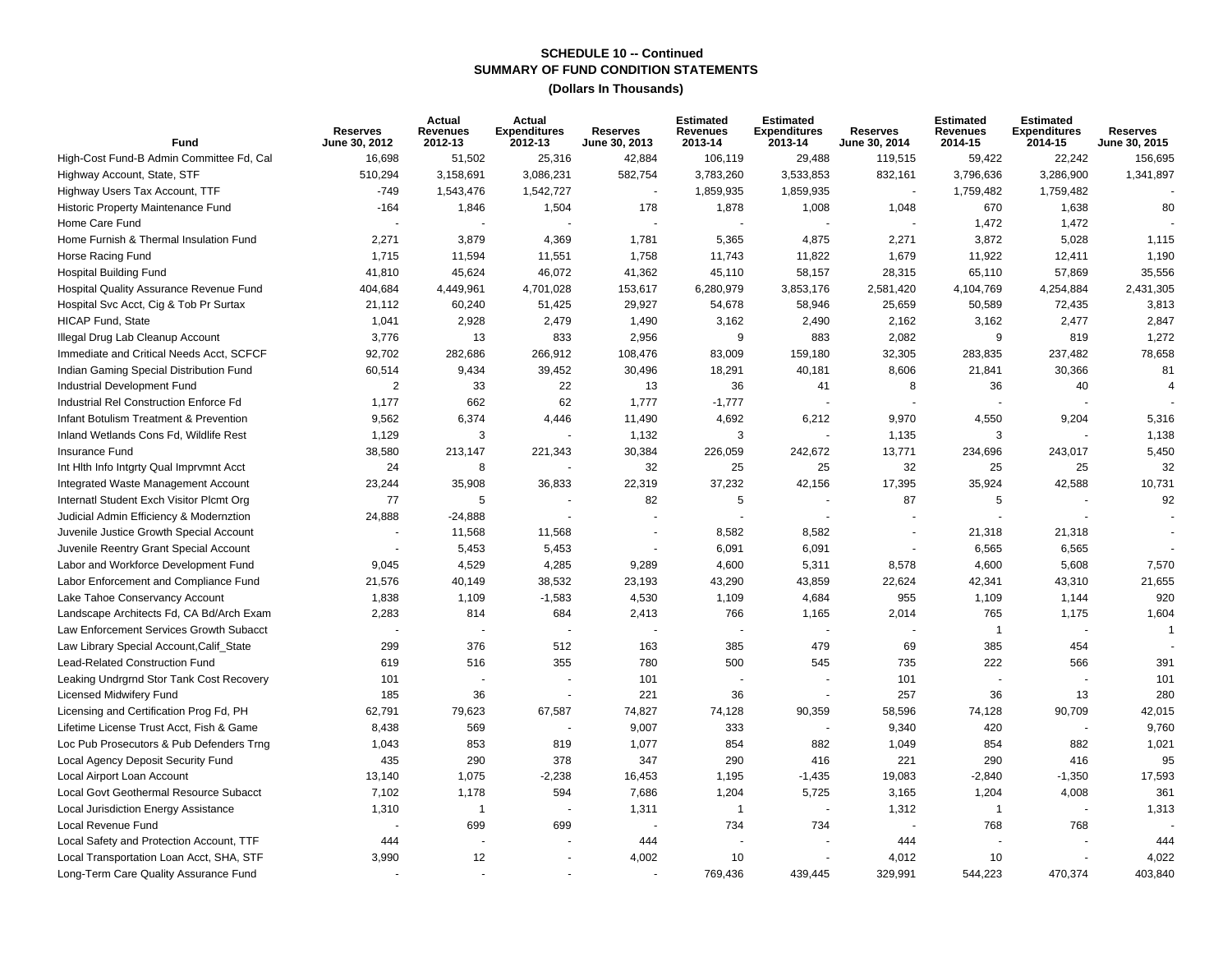# SCHEDULE 10 -- Continued
# SUMMARY OF FUND CONDITION STATEMENTS
## (Dollars In Thousands)

| Fund | Reserves June 30, 2012 | Actual Revenues 2012-13 | Actual Expenditures 2012-13 | Reserves June 30, 2013 | Estimated Revenues 2013-14 | Estimated Expenditures 2013-14 | Reserves June 30, 2014 | Estimated Revenues 2014-15 | Estimated Expenditures 2014-15 | Reserves June 30, 2015 |
|---|---|---|---|---|---|---|---|---|---|---|
| High-Cost Fund-B Admin Committee Fd, Cal | 16,698 | 51,502 | 25,316 | 42,884 | 106,119 | 29,488 | 119,515 | 59,422 | 22,242 | 156,695 |
| Highway Account, State, STF | 510,294 | 3,158,691 | 3,086,231 | 582,754 | 3,783,260 | 3,533,853 | 832,161 | 3,796,636 | 3,286,900 | 1,341,897 |
| Highway Users Tax Account, TTF | -749 | 1,543,476 | 1,542,727 | - | 1,859,935 | 1,859,935 | - | 1,759,482 | 1,759,482 | - |
| Historic Property Maintenance Fund | -164 | 1,846 | 1,504 | 178 | 1,878 | 1,008 | 1,048 | 670 | 1,638 | 80 |
| Home Care Fund | - | - | - | - | - | - | - | 1,472 | 1,472 | - |
| Home Furnish & Thermal Insulation Fund | 2,271 | 3,879 | 4,369 | 1,781 | 5,365 | 4,875 | 2,271 | 3,872 | 5,028 | 1,115 |
| Horse Racing Fund | 1,715 | 11,594 | 11,551 | 1,758 | 11,743 | 11,822 | 1,679 | 11,922 | 12,411 | 1,190 |
| Hospital Building Fund | 41,810 | 45,624 | 46,072 | 41,362 | 45,110 | 58,157 | 28,315 | 65,110 | 57,869 | 35,556 |
| Hospital Quality Assurance Revenue Fund | 404,684 | 4,449,961 | 4,701,028 | 153,617 | 6,280,979 | 3,853,176 | 2,581,420 | 4,104,769 | 4,254,884 | 2,431,305 |
| Hospital Svc Acct, Cig & Tob Pr Surtax | 21,112 | 60,240 | 51,425 | 29,927 | 54,678 | 58,946 | 25,659 | 50,589 | 72,435 | 3,813 |
| HICAP Fund, State | 1,041 | 2,928 | 2,479 | 1,490 | 3,162 | 2,490 | 2,162 | 3,162 | 2,477 | 2,847 |
| Illegal Drug Lab Cleanup Account | 3,776 | 13 | 833 | 2,956 | 9 | 883 | 2,082 | 9 | 819 | 1,272 |
| Immediate and Critical Needs Acct, SCFCF | 92,702 | 282,686 | 266,912 | 108,476 | 83,009 | 159,180 | 32,305 | 283,835 | 237,482 | 78,658 |
| Indian Gaming Special Distribution Fund | 60,514 | 9,434 | 39,452 | 30,496 | 18,291 | 40,181 | 8,606 | 21,841 | 30,366 | 81 |
| Industrial Development Fund | 2 | 33 | 22 | 13 | 36 | 41 | 8 | 36 | 40 | 4 |
| Industrial Rel Construction Enforce Fd | 1,177 | 662 | 62 | 1,777 | -1,777 | - | - | - | - | - |
| Infant Botulism Treatment & Prevention | 9,562 | 6,374 | 4,446 | 11,490 | 4,692 | 6,212 | 9,970 | 4,550 | 9,204 | 5,316 |
| Inland Wetlands Cons Fd, Wildlife Rest | 1,129 | 3 | - | 1,132 | 3 | - | 1,135 | 3 | - | 1,138 |
| Insurance Fund | 38,580 | 213,147 | 221,343 | 30,384 | 226,059 | 242,672 | 13,771 | 234,696 | 243,017 | 5,450 |
| Int Hlth Info Intgrty Qual Imprvmnt Acct | 24 | 8 | - | 32 | 25 | 25 | 32 | 25 | 25 | 32 |
| Integrated Waste Management Account | 23,244 | 35,908 | 36,833 | 22,319 | 37,232 | 42,156 | 17,395 | 35,924 | 42,588 | 10,731 |
| Internatl Student Exch Visitor Plcmt Org | 77 | 5 | - | 82 | 5 | - | 87 | 5 | - | 92 |
| Judicial Admin Efficiency & Modernztion | 24,888 | -24,888 | - | - | - | - | - | - | - | - |
| Juvenile Justice Growth Special Account | - | 11,568 | 11,568 | - | 8,582 | 8,582 | - | 21,318 | 21,318 | - |
| Juvenile Reentry Grant Special Account | - | 5,453 | 5,453 | - | 6,091 | 6,091 | - | 6,565 | 6,565 | - |
| Labor and Workforce Development Fund | 9,045 | 4,529 | 4,285 | 9,289 | 4,600 | 5,311 | 8,578 | 4,600 | 5,608 | 7,570 |
| Labor Enforcement and Compliance Fund | 21,576 | 40,149 | 38,532 | 23,193 | 43,290 | 43,859 | 22,624 | 42,341 | 43,310 | 21,655 |
| Lake Tahoe Conservancy Account | 1,838 | 1,109 | -1,583 | 4,530 | 1,109 | 4,684 | 955 | 1,109 | 1,144 | 920 |
| Landscape Architects Fd, CA Bd/Arch Exam | 2,283 | 814 | 684 | 2,413 | 766 | 1,165 | 2,014 | 765 | 1,175 | 1,604 |
| Law Enforcement Services Growth Subacct | - | - | - | - | - | - | - | 1 | - | 1 |
| Law Library Special Account,Calif_State | 299 | 376 | 512 | 163 | 385 | 479 | 69 | 385 | 454 | - |
| Lead-Related Construction Fund | 619 | 516 | 355 | 780 | 500 | 545 | 735 | 222 | 566 | 391 |
| Leaking Undrgrnd Stor Tank Cost Recovery | 101 | - | - | 101 | - | - | 101 | - | - | 101 |
| Licensed Midwifery Fund | 185 | 36 | - | 221 | 36 | - | 257 | 36 | 13 | 280 |
| Licensing and Certification Prog Fd, PH | 62,791 | 79,623 | 67,587 | 74,827 | 74,128 | 90,359 | 58,596 | 74,128 | 90,709 | 42,015 |
| Lifetime License Trust Acct, Fish & Game | 8,438 | 569 | - | 9,007 | 333 | - | 9,340 | 420 | - | 9,760 |
| Loc Pub Prosecutors & Pub Defenders Trng | 1,043 | 853 | 819 | 1,077 | 854 | 882 | 1,049 | 854 | 882 | 1,021 |
| Local Agency Deposit Security Fund | 435 | 290 | 378 | 347 | 290 | 416 | 221 | 290 | 416 | 95 |
| Local Airport Loan Account | 13,140 | 1,075 | -2,238 | 16,453 | 1,195 | -1,435 | 19,083 | -2,840 | -1,350 | 17,593 |
| Local Govt Geothermal Resource Subacct | 7,102 | 1,178 | 594 | 7,686 | 1,204 | 5,725 | 3,165 | 1,204 | 4,008 | 361 |
| Local Jurisdiction Energy Assistance | 1,310 | 1 | - | 1,311 | 1 | - | 1,312 | 1 | - | 1,313 |
| Local Revenue Fund | - | 699 | 699 | - | 734 | 734 | - | 768 | 768 | - |
| Local Safety and Protection Account, TTF | 444 | - | - | 444 | - | - | 444 | - | - | 444 |
| Local Transportation Loan Acct, SHA, STF | 3,990 | 12 | - | 4,002 | 10 | - | 4,012 | 10 | - | 4,022 |
| Long-Term Care Quality Assurance Fund | - | - | - | - | 769,436 | 439,445 | 329,991 | 544,223 | 470,374 | 403,840 |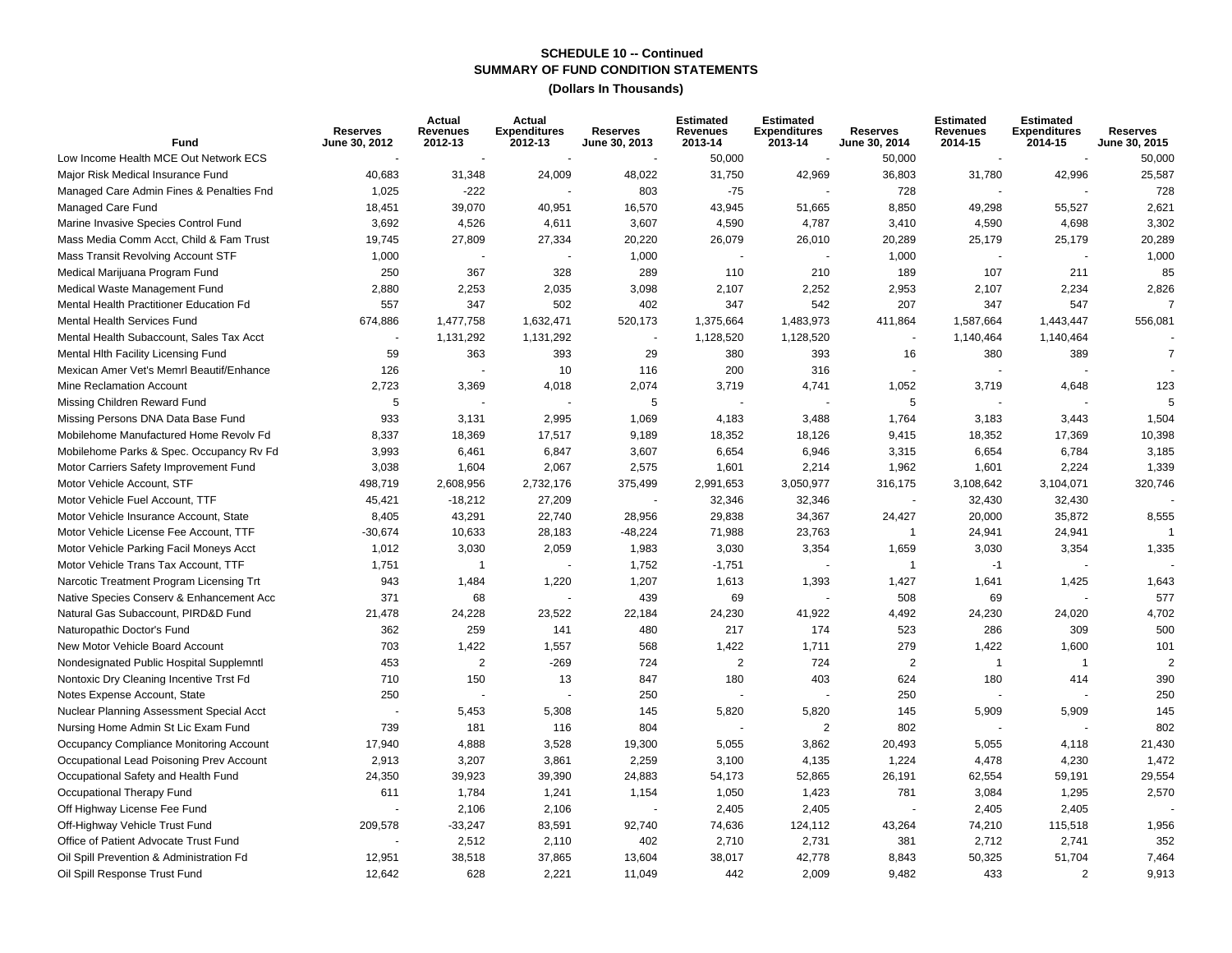**SCHEDULE 10 -- Continued**
**SUMMARY OF FUND CONDITION STATEMENTS**
**(Dollars In Thousands)**

| Fund | Reserves June 30, 2012 | Actual Revenues 2012-13 | Actual Expenditures 2012-13 | Reserves June 30, 2013 | Estimated Revenues 2013-14 | Estimated Expenditures 2013-14 | Reserves June 30, 2014 | Estimated Revenues 2014-15 | Estimated Expenditures 2014-15 | Reserves June 30, 2015 |
|---|---|---|---|---|---|---|---|---|---|---|
| Low Income Health MCE Out Network ECS | - | - | - | - | 50,000 | - | 50,000 | - | - | 50,000 |
| Major Risk Medical Insurance Fund | 40,683 | 31,348 | 24,009 | 48,022 | 31,750 | 42,969 | 36,803 | 31,780 | 42,996 | 25,587 |
| Managed Care Admin Fines & Penalties Fnd | 1,025 | -222 | - | 803 | -75 | - | 728 | - | - | 728 |
| Managed Care Fund | 18,451 | 39,070 | 40,951 | 16,570 | 43,945 | 51,665 | 8,850 | 49,298 | 55,527 | 2,621 |
| Marine Invasive Species Control Fund | 3,692 | 4,526 | 4,611 | 3,607 | 4,590 | 4,787 | 3,410 | 4,590 | 4,698 | 3,302 |
| Mass Media Comm Acct, Child & Fam Trust | 19,745 | 27,809 | 27,334 | 20,220 | 26,079 | 26,010 | 20,289 | 25,179 | 25,179 | 20,289 |
| Mass Transit Revolving Account STF | 1,000 | - | - | 1,000 | - | - | 1,000 | - | - | 1,000 |
| Medical Marijuana Program Fund | 250 | 367 | 328 | 289 | 110 | 210 | 189 | 107 | 211 | 85 |
| Medical Waste Management Fund | 2,880 | 2,253 | 2,035 | 3,098 | 2,107 | 2,252 | 2,953 | 2,107 | 2,234 | 2,826 |
| Mental Health Practitioner Education Fd | 557 | 347 | 502 | 402 | 347 | 542 | 207 | 347 | 547 | 7 |
| Mental Health Services Fund | 674,886 | 1,477,758 | 1,632,471 | 520,173 | 1,375,664 | 1,483,973 | 411,864 | 1,587,664 | 1,443,447 | 556,081 |
| Mental Health Subaccount, Sales Tax Acct | - | 1,131,292 | 1,131,292 | - | 1,128,520 | 1,128,520 | - | 1,140,464 | 1,140,464 | - |
| Mental Hlth Facility Licensing Fund | 59 | 363 | 393 | 29 | 380 | 393 | 16 | 380 | 389 | 7 |
| Mexican Amer Vet's Memrl Beautif/Enhance | 126 | - | 10 | 116 | 200 | 316 | - | - | - | - |
| Mine Reclamation Account | 2,723 | 3,369 | 4,018 | 2,074 | 3,719 | 4,741 | 1,052 | 3,719 | 4,648 | 123 |
| Missing Children Reward Fund | 5 | - | - | 5 | - | - | 5 | - | - | 5 |
| Missing Persons DNA Data Base Fund | 933 | 3,131 | 2,995 | 1,069 | 4,183 | 3,488 | 1,764 | 3,183 | 3,443 | 1,504 |
| Mobilehome Manufactured Home Revolv Fd | 8,337 | 18,369 | 17,517 | 9,189 | 18,352 | 18,126 | 9,415 | 18,352 | 17,369 | 10,398 |
| Mobilehome Parks & Spec. Occupancy Rv Fd | 3,993 | 6,461 | 6,847 | 3,607 | 6,654 | 6,946 | 3,315 | 6,654 | 6,784 | 3,185 |
| Motor Carriers Safety Improvement Fund | 3,038 | 1,604 | 2,067 | 2,575 | 1,601 | 2,214 | 1,962 | 1,601 | 2,224 | 1,339 |
| Motor Vehicle Account, STF | 498,719 | 2,608,956 | 2,732,176 | 375,499 | 2,991,653 | 3,050,977 | 316,175 | 3,108,642 | 3,104,071 | 320,746 |
| Motor Vehicle Fuel Account, TTF | 45,421 | -18,212 | 27,209 | - | 32,346 | 32,346 | - | 32,430 | 32,430 | - |
| Motor Vehicle Insurance Account, State | 8,405 | 43,291 | 22,740 | 28,956 | 29,838 | 34,367 | 24,427 | 20,000 | 35,872 | 8,555 |
| Motor Vehicle License Fee Account, TTF | -30,674 | 10,633 | 28,183 | -48,224 | 71,988 | 23,763 | 1 | 24,941 | 24,941 | 1 |
| Motor Vehicle Parking Facil Moneys Acct | 1,012 | 3,030 | 2,059 | 1,983 | 3,030 | 3,354 | 1,659 | 3,030 | 3,354 | 1,335 |
| Motor Vehicle Trans Tax Account, TTF | 1,751 | 1 | - | 1,752 | -1,751 | - | 1 | -1 | - | - |
| Narcotic Treatment Program Licensing Trt | 943 | 1,484 | 1,220 | 1,207 | 1,613 | 1,393 | 1,427 | 1,641 | 1,425 | 1,643 |
| Native Species Conserv & Enhancement Acc | 371 | 68 | - | 439 | 69 | - | 508 | 69 | - | 577 |
| Natural Gas Subaccount, PIRD&D Fund | 21,478 | 24,228 | 23,522 | 22,184 | 24,230 | 41,922 | 4,492 | 24,230 | 24,020 | 4,702 |
| Naturopathic Doctor's Fund | 362 | 259 | 141 | 480 | 217 | 174 | 523 | 286 | 309 | 500 |
| New Motor Vehicle Board Account | 703 | 1,422 | 1,557 | 568 | 1,422 | 1,711 | 279 | 1,422 | 1,600 | 101 |
| Nondesignated Public Hospital Supplemntl | 453 | 2 | -269 | 724 | 2 | 724 | 2 | 1 | 1 | 2 |
| Nontoxic Dry Cleaning Incentive Trst Fd | 710 | 150 | 13 | 847 | 180 | 403 | 624 | 180 | 414 | 390 |
| Notes Expense Account, State | 250 | - | - | 250 | - | - | 250 | - | - | 250 |
| Nuclear Planning Assessment Special Acct | - | 5,453 | 5,308 | 145 | 5,820 | 5,820 | 145 | 5,909 | 5,909 | 145 |
| Nursing Home Admin St Lic Exam Fund | 739 | 181 | 116 | 804 | - | 2 | 802 | - | - | 802 |
| Occupancy Compliance Monitoring Account | 17,940 | 4,888 | 3,528 | 19,300 | 5,055 | 3,862 | 20,493 | 5,055 | 4,118 | 21,430 |
| Occupational Lead Poisoning Prev Account | 2,913 | 3,207 | 3,861 | 2,259 | 3,100 | 4,135 | 1,224 | 4,478 | 4,230 | 1,472 |
| Occupational Safety and Health Fund | 24,350 | 39,923 | 39,390 | 24,883 | 54,173 | 52,865 | 26,191 | 62,554 | 59,191 | 29,554 |
| Occupational Therapy Fund | 611 | 1,784 | 1,241 | 1,154 | 1,050 | 1,423 | 781 | 3,084 | 1,295 | 2,570 |
| Off Highway License Fee Fund | - | 2,106 | 2,106 | - | 2,405 | 2,405 | - | 2,405 | 2,405 | - |
| Off-Highway Vehicle Trust Fund | 209,578 | -33,247 | 83,591 | 92,740 | 74,636 | 124,112 | 43,264 | 74,210 | 115,518 | 1,956 |
| Office of Patient Advocate Trust Fund | - | 2,512 | 2,110 | 402 | 2,710 | 2,731 | 381 | 2,712 | 2,741 | 352 |
| Oil Spill Prevention & Administration Fd | 12,951 | 38,518 | 37,865 | 13,604 | 38,017 | 42,778 | 8,843 | 50,325 | 51,704 | 7,464 |
| Oil Spill Response Trust Fund | 12,642 | 628 | 2,221 | 11,049 | 442 | 2,009 | 9,482 | 433 | 2 | 9,913 |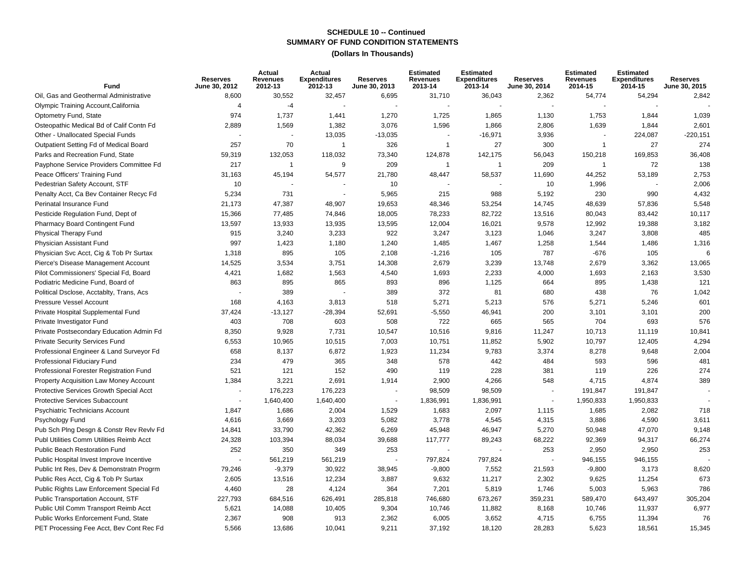**SCHEDULE 10 -- Continued**
**SUMMARY OF FUND CONDITION STATEMENTS**
**(Dollars In Thousands)**

| Fund | Reserves June 30, 2012 | Actual Revenues 2012-13 | Actual Expenditures 2012-13 | Reserves June 30, 2013 | Estimated Revenues 2013-14 | Estimated Expenditures 2013-14 | Reserves June 30, 2014 | Estimated Revenues 2014-15 | Estimated Expenditures 2014-15 | Reserves June 30, 2015 |
|---|---|---|---|---|---|---|---|---|---|---|
| Oil, Gas and Geothermal Administrative | 8,600 | 30,552 | 32,457 | 6,695 | 31,710 | 36,043 | 2,362 | 54,774 | 54,294 | 2,842 |
| Olympic Training Account,California | 4 | -4 | - | - | - | - | - | - | - | - |
| Optometry Fund, State | 974 | 1,737 | 1,441 | 1,270 | 1,725 | 1,865 | 1,130 | 1,753 | 1,844 | 1,039 |
| Osteopathic Medical Bd of Calif Contn Fd | 2,889 | 1,569 | 1,382 | 3,076 | 1,596 | 1,866 | 2,806 | 1,639 | 1,844 | 2,601 |
| Other - Unallocated Special Funds | - | - | 13,035 | -13,035 | - | -16,971 | 3,936 | - | 224,087 | -220,151 |
| Outpatient Setting Fd of Medical Board | 257 | 70 | 1 | 326 | 1 | 27 | 300 | 1 | 27 | 274 |
| Parks and Recreation Fund, State | 59,319 | 132,053 | 118,032 | 73,340 | 124,878 | 142,175 | 56,043 | 150,218 | 169,853 | 36,408 |
| Payphone Service Providers Committee Fd | 217 | 1 | 9 | 209 | 1 | 1 | 209 | 1 | 72 | 138 |
| Peace Officers' Training Fund | 31,163 | 45,194 | 54,577 | 21,780 | 48,447 | 58,537 | 11,690 | 44,252 | 53,189 | 2,753 |
| Pedestrian Safety Account, STF | 10 | - | - | 10 | - | - | 10 | 1,996 | - | 2,006 |
| Penalty Acct, Ca Bev Container Recyc Fd | 5,234 | 731 | - | 5,965 | 215 | 988 | 5,192 | 230 | 990 | 4,432 |
| Perinatal Insurance Fund | 21,173 | 47,387 | 48,907 | 19,653 | 48,346 | 53,254 | 14,745 | 48,639 | 57,836 | 5,548 |
| Pesticide Regulation Fund, Dept of | 15,366 | 77,485 | 74,846 | 18,005 | 78,233 | 82,722 | 13,516 | 80,043 | 83,442 | 10,117 |
| Pharmacy Board Contingent Fund | 13,597 | 13,933 | 13,935 | 13,595 | 12,004 | 16,021 | 9,578 | 12,992 | 19,388 | 3,182 |
| Physical Therapy Fund | 915 | 3,240 | 3,233 | 922 | 3,247 | 3,123 | 1,046 | 3,247 | 3,808 | 485 |
| Physician Assistant Fund | 997 | 1,423 | 1,180 | 1,240 | 1,485 | 1,467 | 1,258 | 1,544 | 1,486 | 1,316 |
| Physician Svc Acct, Cig & Tob Pr Surtax | 1,318 | 895 | 105 | 2,108 | -1,216 | 105 | 787 | -676 | 105 | 6 |
| Pierce's Disease Management Account | 14,525 | 3,534 | 3,751 | 14,308 | 2,679 | 3,239 | 13,748 | 2,679 | 3,362 | 13,065 |
| Pilot Commissioners' Special Fd, Board | 4,421 | 1,682 | 1,563 | 4,540 | 1,693 | 2,233 | 4,000 | 1,693 | 2,163 | 3,530 |
| Podiatric Medicine Fund, Board of | 863 | 895 | 865 | 893 | 896 | 1,125 | 664 | 895 | 1,438 | 121 |
| Political Dsclose, Acctablty, Trans, Acs | - | 389 | - | 389 | 372 | 81 | 680 | 438 | 76 | 1,042 |
| Pressure Vessel Account | 168 | 4,163 | 3,813 | 518 | 5,271 | 5,213 | 576 | 5,271 | 5,246 | 601 |
| Private Hospital Supplemental Fund | 37,424 | -13,127 | -28,394 | 52,691 | -5,550 | 46,941 | 200 | 3,101 | 3,101 | 200 |
| Private Investigator Fund | 403 | 708 | 603 | 508 | 722 | 665 | 565 | 704 | 693 | 576 |
| Private Postsecondary Education Admin Fd | 8,350 | 9,928 | 7,731 | 10,547 | 10,516 | 9,816 | 11,247 | 10,713 | 11,119 | 10,841 |
| Private Security Services Fund | 6,553 | 10,965 | 10,515 | 7,003 | 10,751 | 11,852 | 5,902 | 10,797 | 12,405 | 4,294 |
| Professional Engineer & Land Surveyor Fd | 658 | 8,137 | 6,872 | 1,923 | 11,234 | 9,783 | 3,374 | 8,278 | 9,648 | 2,004 |
| Professional Fiduciary Fund | 234 | 479 | 365 | 348 | 578 | 442 | 484 | 593 | 596 | 481 |
| Professional Forester Registration Fund | 521 | 121 | 152 | 490 | 119 | 228 | 381 | 119 | 226 | 274 |
| Property Acquisition Law Money Account | 1,384 | 3,221 | 2,691 | 1,914 | 2,900 | 4,266 | 548 | 4,715 | 4,874 | 389 |
| Protective Services Growth Special Acct | - | 176,223 | 176,223 | - | 98,509 | 98,509 | - | 191,847 | 191,847 | - |
| Protective Services Subaccount | - | 1,640,400 | 1,640,400 | - | 1,836,991 | 1,836,991 | - | 1,950,833 | 1,950,833 | - |
| Psychiatric Technicians Account | 1,847 | 1,686 | 2,004 | 1,529 | 1,683 | 2,097 | 1,115 | 1,685 | 2,082 | 718 |
| Psychology Fund | 4,616 | 3,669 | 3,203 | 5,082 | 3,778 | 4,545 | 4,315 | 3,886 | 4,590 | 3,611 |
| Pub Sch Plng Desgn & Constr Rev Revlv Fd | 14,841 | 33,790 | 42,362 | 6,269 | 45,948 | 46,947 | 5,270 | 50,948 | 47,070 | 9,148 |
| Publ Utilities Comm Utilities Reimb Acct | 24,328 | 103,394 | 88,034 | 39,688 | 117,777 | 89,243 | 68,222 | 92,369 | 94,317 | 66,274 |
| Public Beach Restoration Fund | 252 | 350 | 349 | 253 | - | - | 253 | 2,950 | 2,950 | 253 |
| Public Hospital Invest Improve Incentive | - | 561,219 | 561,219 | - | 797,824 | 797,824 | - | 946,155 | 946,155 | - |
| Public Int Res, Dev & Demonstratn Progrm | 79,246 | -9,379 | 30,922 | 38,945 | -9,800 | 7,552 | 21,593 | -9,800 | 3,173 | 8,620 |
| Public Res Acct, Cig & Tob Pr Surtax | 2,605 | 13,516 | 12,234 | 3,887 | 9,632 | 11,217 | 2,302 | 9,625 | 11,254 | 673 |
| Public Rights Law Enforcement Special Fd | 4,460 | 28 | 4,124 | 364 | 7,201 | 5,819 | 1,746 | 5,003 | 5,963 | 786 |
| Public Transportation Account, STF | 227,793 | 684,516 | 626,491 | 285,818 | 746,680 | 673,267 | 359,231 | 589,470 | 643,497 | 305,204 |
| Public Util Comm Transport Reimb Acct | 5,621 | 14,088 | 10,405 | 9,304 | 10,746 | 11,882 | 8,168 | 10,746 | 11,937 | 6,977 |
| Public Works Enforcement Fund, State | 2,367 | 908 | 913 | 2,362 | 6,005 | 3,652 | 4,715 | 6,755 | 11,394 | 76 |
| PET Processing Fee Acct, Bev Cont Rec Fd | 5,566 | 13,686 | 10,041 | 9,211 | 37,192 | 18,120 | 28,283 | 5,623 | 18,561 | 15,345 |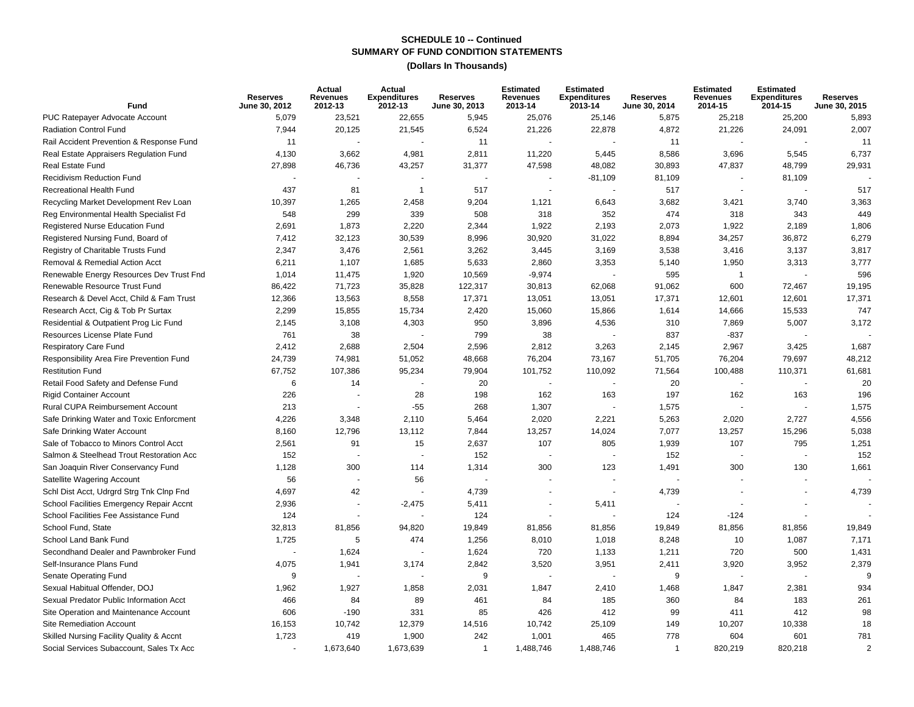**SCHEDULE 10 -- Continued**
**SUMMARY OF FUND CONDITION STATEMENTS**
**(Dollars In Thousands)**

| Fund | Reserves June 30, 2012 | Actual Revenues 2012-13 | Actual Expenditures 2012-13 | Reserves June 30, 2013 | Estimated Revenues 2013-14 | Estimated Expenditures 2013-14 | Reserves June 30, 2014 | Estimated Revenues 2014-15 | Estimated Expenditures 2014-15 | Reserves June 30, 2015 |
|---|---|---|---|---|---|---|---|---|---|---|
| PUC Ratepayer Advocate Account | 5,079 | 23,521 | 22,655 | 5,945 | 25,076 | 25,146 | 5,875 | 25,218 | 25,200 | 5,893 |
| Radiation Control Fund | 7,944 | 20,125 | 21,545 | 6,524 | 21,226 | 22,878 | 4,872 | 21,226 | 24,091 | 2,007 |
| Rail Accident Prevention & Response Fund | 11 | - | - | 11 | - | - | 11 | - | - | 11 |
| Real Estate Appraisers Regulation Fund | 4,130 | 3,662 | 4,981 | 2,811 | 11,220 | 5,445 | 8,586 | 3,696 | 5,545 | 6,737 |
| Real Estate Fund | 27,898 | 46,736 | 43,257 | 31,377 | 47,598 | 48,082 | 30,893 | 47,837 | 48,799 | 29,931 |
| Recidivism Reduction Fund | - | - | - | - | - | -81,109 | 81,109 | - | 81,109 | - |
| Recreational Health Fund | 437 | 81 | 1 | 517 | - | - | 517 | - | - | 517 |
| Recycling Market Development Rev Loan | 10,397 | 1,265 | 2,458 | 9,204 | 1,121 | 6,643 | 3,682 | 3,421 | 3,740 | 3,363 |
| Reg Environmental Health Specialist Fd | 548 | 299 | 339 | 508 | 318 | 352 | 474 | 318 | 343 | 449 |
| Registered Nurse Education Fund | 2,691 | 1,873 | 2,220 | 2,344 | 1,922 | 2,193 | 2,073 | 1,922 | 2,189 | 1,806 |
| Registered Nursing Fund, Board of | 7,412 | 32,123 | 30,539 | 8,996 | 30,920 | 31,022 | 8,894 | 34,257 | 36,872 | 6,279 |
| Registry of Charitable Trusts Fund | 2,347 | 3,476 | 2,561 | 3,262 | 3,445 | 3,169 | 3,538 | 3,416 | 3,137 | 3,817 |
| Removal & Remedial Action Acct | 6,211 | 1,107 | 1,685 | 5,633 | 2,860 | 3,353 | 5,140 | 1,950 | 3,313 | 3,777 |
| Renewable Energy Resources Dev Trust Fnd | 1,014 | 11,475 | 1,920 | 10,569 | -9,974 | - | 595 | 1 | - | 596 |
| Renewable Resource Trust Fund | 86,422 | 71,723 | 35,828 | 122,317 | 30,813 | 62,068 | 91,062 | 600 | 72,467 | 19,195 |
| Research & Devel Acct, Child & Fam Trust | 12,366 | 13,563 | 8,558 | 17,371 | 13,051 | 13,051 | 17,371 | 12,601 | 12,601 | 17,371 |
| Research Acct, Cig & Tob Pr Surtax | 2,299 | 15,855 | 15,734 | 2,420 | 15,060 | 15,866 | 1,614 | 14,666 | 15,533 | 747 |
| Residential & Outpatient Prog Lic Fund | 2,145 | 3,108 | 4,303 | 950 | 3,896 | 4,536 | 310 | 7,869 | 5,007 | 3,172 |
| Resources License Plate Fund | 761 | 38 | - | 799 | 38 | - | 837 | -837 | - | - |
| Respiratory Care Fund | 2,412 | 2,688 | 2,504 | 2,596 | 2,812 | 3,263 | 2,145 | 2,967 | 3,425 | 1,687 |
| Responsibility Area Fire Prevention Fund | 24,739 | 74,981 | 51,052 | 48,668 | 76,204 | 73,167 | 51,705 | 76,204 | 79,697 | 48,212 |
| Restitution Fund | 67,752 | 107,386 | 95,234 | 79,904 | 101,752 | 110,092 | 71,564 | 100,488 | 110,371 | 61,681 |
| Retail Food Safety and Defense Fund | 6 | 14 | - | 20 | - | - | 20 | - | - | 20 |
| Rigid Container Account | 226 | - | 28 | 198 | 162 | 163 | 197 | 162 | 163 | 196 |
| Rural CUPA Reimbursement Account | 213 | - | -55 | 268 | 1,307 | - | 1,575 | - | - | 1,575 |
| Safe Drinking Water and Toxic Enforcment | 4,226 | 3,348 | 2,110 | 5,464 | 2,020 | 2,221 | 5,263 | 2,020 | 2,727 | 4,556 |
| Safe Drinking Water Account | 8,160 | 12,796 | 13,112 | 7,844 | 13,257 | 14,024 | 7,077 | 13,257 | 15,296 | 5,038 |
| Sale of Tobacco to Minors Control Acct | 2,561 | 91 | 15 | 2,637 | 107 | 805 | 1,939 | 107 | 795 | 1,251 |
| Salmon & Steelhead Trout Restoration Acc | 152 | - | - | 152 | - | - | 152 | - | - | 152 |
| San Joaquin River Conservancy Fund | 1,128 | 300 | 114 | 1,314 | 300 | 123 | 1,491 | 300 | 130 | 1,661 |
| Satellite Wagering Account | 56 | - | 56 | - | - | - | - | - | - | - |
| Schl Dist Acct, Udrgrd Strg Tnk Clnp Fnd | 4,697 | 42 | - | 4,739 | - | - | 4,739 | - | - | 4,739 |
| School Facilities Emergency Repair Accnt | 2,936 | - | -2,475 | 5,411 | - | 5,411 | - | - | - | - |
| School Facilities Fee Assistance Fund | 124 | - | - | 124 | - | - | 124 | -124 | - | - |
| School Fund, State | 32,813 | 81,856 | 94,820 | 19,849 | 81,856 | 81,856 | 19,849 | 81,856 | 81,856 | 19,849 |
| School Land Bank Fund | 1,725 | 5 | 474 | 1,256 | 8,010 | 1,018 | 8,248 | 10 | 1,087 | 7,171 |
| Secondhand Dealer and Pawnbroker Fund | - | 1,624 | - | 1,624 | 720 | 1,133 | 1,211 | 720 | 500 | 1,431 |
| Self-Insurance Plans Fund | 4,075 | 1,941 | 3,174 | 2,842 | 3,520 | 3,951 | 2,411 | 3,920 | 3,952 | 2,379 |
| Senate Operating Fund | 9 | - | - | 9 | - | - | 9 | - | - | 9 |
| Sexual Habitual Offender, DOJ | 1,962 | 1,927 | 1,858 | 2,031 | 1,847 | 2,410 | 1,468 | 1,847 | 2,381 | 934 |
| Sexual Predator Public Information Acct | 466 | 84 | 89 | 461 | 84 | 185 | 360 | 84 | 183 | 261 |
| Site Operation and Maintenance Account | 606 | -190 | 331 | 85 | 426 | 412 | 99 | 411 | 412 | 98 |
| Site Remediation Account | 16,153 | 10,742 | 12,379 | 14,516 | 10,742 | 25,109 | 149 | 10,207 | 10,338 | 18 |
| Skilled Nursing Facility Quality & Accnt | 1,723 | 419 | 1,900 | 242 | 1,001 | 465 | 778 | 604 | 601 | 781 |
| Social Services Subaccount, Sales Tx Acc | - | 1,673,640 | 1,673,639 | 1 | 1,488,746 | 1,488,746 | 1 | 820,219 | 820,218 | 2 |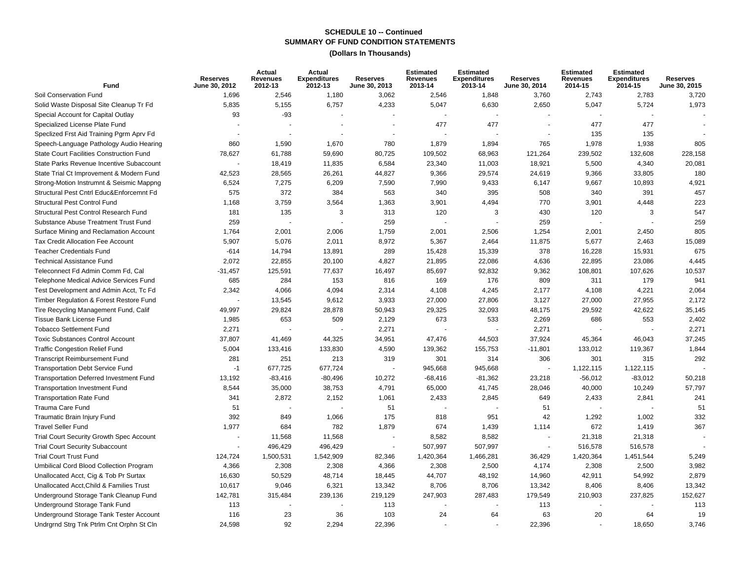## SCHEDULE 10 -- Continued
## SUMMARY OF FUND CONDITION STATEMENTS
### (Dollars In Thousands)

| Fund | Reserves June 30, 2012 | Actual Revenues 2012-13 | Actual Expenditures 2012-13 | Reserves June 30, 2013 | Estimated Revenues 2013-14 | Estimated Expenditures 2013-14 | Reserves June 30, 2014 | Estimated Revenues 2014-15 | Estimated Expenditures 2014-15 | Reserves June 30, 2015 |
|---|---|---|---|---|---|---|---|---|---|---|
| Soil Conservation Fund | 1,696 | 2,546 | 1,180 | 3,062 | 2,546 | 1,848 | 3,760 | 2,743 | 2,783 | 3,720 |
| Solid Waste Disposal Site Cleanup Tr Fd | 5,835 | 5,155 | 6,757 | 4,233 | 5,047 | 6,630 | 2,650 | 5,047 | 5,724 | 1,973 |
| Special Account for Capital Outlay | 93 | -93 | - | - | - | - | - | - | - | - |
| Specialized License Plate Fund | - | - | - | - | 477 | 477 | - | 477 | 477 | - |
| Speclized Frst Aid Training Pgrm Aprv Fd | - | - | - | - | - | - | - | 135 | 135 | - |
| Speech-Language Pathology Audio Hearing | 860 | 1,590 | 1,670 | 780 | 1,879 | 1,894 | 765 | 1,978 | 1,938 | 805 |
| State Court Facilities Construction Fund | 78,627 | 61,788 | 59,690 | 80,725 | 109,502 | 68,963 | 121,264 | 239,502 | 132,608 | 228,158 |
| State Parks Revenue Incentive Subaccount | - | 18,419 | 11,835 | 6,584 | 23,340 | 11,003 | 18,921 | 5,500 | 4,340 | 20,081 |
| State Trial Ct Improvement & Modern Fund | 42,523 | 28,565 | 26,261 | 44,827 | 9,366 | 29,574 | 24,619 | 9,366 | 33,805 | 180 |
| Strong-Motion Instrumnt & Seismic Mappng | 6,524 | 7,275 | 6,209 | 7,590 | 7,990 | 9,433 | 6,147 | 9,667 | 10,893 | 4,921 |
| Structural Pest Cntrl Educ&Enforcemnt Fd | 575 | 372 | 384 | 563 | 340 | 395 | 508 | 340 | 391 | 457 |
| Structural Pest Control Fund | 1,168 | 3,759 | 3,564 | 1,363 | 3,901 | 4,494 | 770 | 3,901 | 4,448 | 223 |
| Structural Pest Control Research Fund | 181 | 135 | 3 | 313 | 120 | 3 | 430 | 120 | 3 | 547 |
| Substance Abuse Treatment Trust Fund | 259 | - | - | 259 | - | - | 259 | - | - | 259 |
| Surface Mining and Reclamation Account | 1,764 | 2,001 | 2,006 | 1,759 | 2,001 | 2,506 | 1,254 | 2,001 | 2,450 | 805 |
| Tax Credit Allocation Fee Account | 5,907 | 5,076 | 2,011 | 8,972 | 5,367 | 2,464 | 11,875 | 5,677 | 2,463 | 15,089 |
| Teacher Credentials Fund | -614 | 14,794 | 13,891 | 289 | 15,428 | 15,339 | 378 | 16,228 | 15,931 | 675 |
| Technical Assistance Fund | 2,072 | 22,855 | 20,100 | 4,827 | 21,895 | 22,086 | 4,636 | 22,895 | 23,086 | 4,445 |
| Teleconnect Fd Admin Comm Fd, Cal | -31,457 | 125,591 | 77,637 | 16,497 | 85,697 | 92,832 | 9,362 | 108,801 | 107,626 | 10,537 |
| Telephone Medical Advice Services Fund | 685 | 284 | 153 | 816 | 169 | 176 | 809 | 311 | 179 | 941 |
| Test Development and Admin Acct, Tc Fd | 2,342 | 4,066 | 4,094 | 2,314 | 4,108 | 4,245 | 2,177 | 4,108 | 4,221 | 2,064 |
| Timber Regulation & Forest Restore Fund | - | 13,545 | 9,612 | 3,933 | 27,000 | 27,806 | 3,127 | 27,000 | 27,955 | 2,172 |
| Tire Recycling Management Fund, Calif | 49,997 | 29,824 | 28,878 | 50,943 | 29,325 | 32,093 | 48,175 | 29,592 | 42,622 | 35,145 |
| Tissue Bank License Fund | 1,985 | 653 | 509 | 2,129 | 673 | 533 | 2,269 | 686 | 553 | 2,402 |
| Tobacco Settlement Fund | 2,271 | - | - | 2,271 | - | - | 2,271 | - | - | 2,271 |
| Toxic Substances Control Account | 37,807 | 41,469 | 44,325 | 34,951 | 47,476 | 44,503 | 37,924 | 45,364 | 46,043 | 37,245 |
| Traffic Congestion Relief Fund | 5,004 | 133,416 | 133,830 | 4,590 | 139,362 | 155,753 | -11,801 | 133,012 | 119,367 | 1,844 |
| Transcript Reimbursement Fund | 281 | 251 | 213 | 319 | 301 | 314 | 306 | 301 | 315 | 292 |
| Transportation Debt Service Fund | -1 | 677,725 | 677,724 | - | 945,668 | 945,668 | - | 1,122,115 | 1,122,115 | - |
| Transportation Deferred Investment Fund | 13,192 | -83,416 | -80,496 | 10,272 | -68,416 | -81,362 | 23,218 | -56,012 | -83,012 | 50,218 |
| Transportation Investment Fund | 8,544 | 35,000 | 38,753 | 4,791 | 65,000 | 41,745 | 28,046 | 40,000 | 10,249 | 57,797 |
| Transportation Rate Fund | 341 | 2,872 | 2,152 | 1,061 | 2,433 | 2,845 | 649 | 2,433 | 2,841 | 241 |
| Trauma Care Fund | 51 | - | - | 51 | - | - | 51 | - | - | 51 |
| Traumatic Brain Injury Fund | 392 | 849 | 1,066 | 175 | 818 | 951 | 42 | 1,292 | 1,002 | 332 |
| Travel Seller Fund | 1,977 | 684 | 782 | 1,879 | 674 | 1,439 | 1,114 | 672 | 1,419 | 367 |
| Trial Court Security Growth Spec Account | - | 11,568 | 11,568 | - | 8,582 | 8,582 | - | 21,318 | 21,318 | - |
| Trial Court Security Subaccount | - | 496,429 | 496,429 | - | 507,997 | 507,997 | - | 516,578 | 516,578 | - |
| Trial Court Trust Fund | 124,724 | 1,500,531 | 1,542,909 | 82,346 | 1,420,364 | 1,466,281 | 36,429 | 1,420,364 | 1,451,544 | 5,249 |
| Umbilical Cord Blood Collection Program | 4,366 | 2,308 | 2,308 | 4,366 | 2,308 | 2,500 | 4,174 | 2,308 | 2,500 | 3,982 |
| Unallocated Acct, Cig & Tob Pr Surtax | 16,630 | 50,529 | 48,714 | 18,445 | 44,707 | 48,192 | 14,960 | 42,911 | 54,992 | 2,879 |
| Unallocated Acct,Child & Families Trust | 10,617 | 9,046 | 6,321 | 13,342 | 8,706 | 8,706 | 13,342 | 8,406 | 8,406 | 13,342 |
| Underground Storage Tank Cleanup Fund | 142,781 | 315,484 | 239,136 | 219,129 | 247,903 | 287,483 | 179,549 | 210,903 | 237,825 | 152,627 |
| Underground Storage Tank Fund | 113 | - | - | 113 | - | - | 113 | - | - | 113 |
| Underground Storage Tank Tester Account | 116 | 23 | 36 | 103 | 24 | 64 | 63 | 20 | 64 | 19 |
| Undrgrnd Strg Tnk Ptrlm Cnt Orphn St Cln | 24,598 | 92 | 2,294 | 22,396 | - | - | 22,396 | - | 18,650 | 3,746 |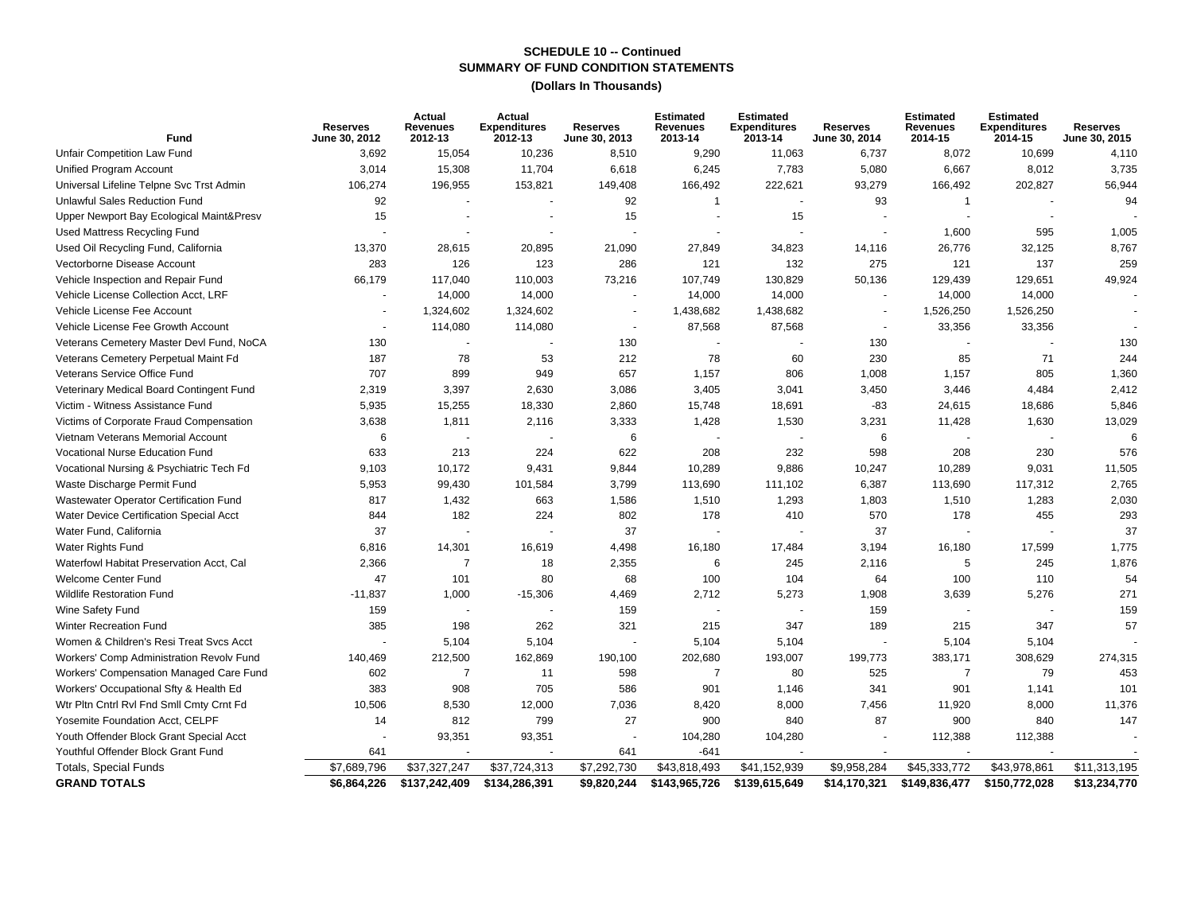**SCHEDULE 10 -- Continued**
**SUMMARY OF FUND CONDITION STATEMENTS**
**(Dollars In Thousands)**

| Fund | Reserves June 30, 2012 | Actual Revenues 2012-13 | Actual Expenditures 2012-13 | Reserves June 30, 2013 | Estimated Revenues 2013-14 | Estimated Expenditures 2013-14 | Reserves June 30, 2014 | Estimated Revenues 2014-15 | Estimated Expenditures 2014-15 | Reserves June 30, 2015 |
|---|---|---|---|---|---|---|---|---|---|---|
| Unfair Competition Law Fund | 3,692 | 15,054 | 10,236 | 8,510 | 9,290 | 11,063 | 6,737 | 8,072 | 10,699 | 4,110 |
| Unified Program Account | 3,014 | 15,308 | 11,704 | 6,618 | 6,245 | 7,783 | 5,080 | 6,667 | 8,012 | 3,735 |
| Universal Lifeline Telpne Svc Trst Admin | 106,274 | 196,955 | 153,821 | 149,408 | 166,492 | 222,621 | 93,279 | 166,492 | 202,827 | 56,944 |
| Unlawful Sales Reduction Fund | 92 | - | - | 92 | 1 | - | 93 | 1 | - | 94 |
| Upper Newport Bay Ecological Maint&Presv | 15 | - | - | 15 | - | 15 | - | - | - | - |
| Used Mattress Recycling Fund | - | - | - | - | - | - | - | 1,600 | 595 | 1,005 |
| Used Oil Recycling Fund, California | 13,370 | 28,615 | 20,895 | 21,090 | 27,849 | 34,823 | 14,116 | 26,776 | 32,125 | 8,767 |
| Vectorborne Disease Account | 283 | 126 | 123 | 286 | 121 | 132 | 275 | 121 | 137 | 259 |
| Vehicle Inspection and Repair Fund | 66,179 | 117,040 | 110,003 | 73,216 | 107,749 | 130,829 | 50,136 | 129,439 | 129,651 | 49,924 |
| Vehicle License Collection Acct, LRF | - | 14,000 | 14,000 | - | 14,000 | 14,000 | - | 14,000 | 14,000 | - |
| Vehicle License Fee Account | - | 1,324,602 | 1,324,602 | - | 1,438,682 | 1,438,682 | - | 1,526,250 | 1,526,250 | - |
| Vehicle License Fee Growth Account | - | 114,080 | 114,080 | - | 87,568 | 87,568 | - | 33,356 | 33,356 | - |
| Veterans Cemetery Master Devl Fund, NoCA | 130 | - | - | 130 | - | - | 130 | - | - | 130 |
| Veterans Cemetery Perpetual Maint Fd | 187 | 78 | 53 | 212 | 78 | 60 | 230 | 85 | 71 | 244 |
| Veterans Service Office Fund | 707 | 899 | 949 | 657 | 1,157 | 806 | 1,008 | 1,157 | 805 | 1,360 |
| Veterinary Medical Board Contingent Fund | 2,319 | 3,397 | 2,630 | 3,086 | 3,405 | 3,041 | 3,450 | 3,446 | 4,484 | 2,412 |
| Victim - Witness Assistance Fund | 5,935 | 15,255 | 18,330 | 2,860 | 15,748 | 18,691 | -83 | 24,615 | 18,686 | 5,846 |
| Victims of Corporate Fraud Compensation | 3,638 | 1,811 | 2,116 | 3,333 | 1,428 | 1,530 | 3,231 | 11,428 | 1,630 | 13,029 |
| Vietnam Veterans Memorial Account | 6 | - | - | 6 | - | - | 6 | - | - | 6 |
| Vocational Nurse Education Fund | 633 | 213 | 224 | 622 | 208 | 232 | 598 | 208 | 230 | 576 |
| Vocational Nursing & Psychiatric Tech Fd | 9,103 | 10,172 | 9,431 | 9,844 | 10,289 | 9,886 | 10,247 | 10,289 | 9,031 | 11,505 |
| Waste Discharge Permit Fund | 5,953 | 99,430 | 101,584 | 3,799 | 113,690 | 111,102 | 6,387 | 113,690 | 117,312 | 2,765 |
| Wastewater Operator Certification Fund | 817 | 1,432 | 663 | 1,586 | 1,510 | 1,293 | 1,803 | 1,510 | 1,283 | 2,030 |
| Water Device Certification Special Acct | 844 | 182 | 224 | 802 | 178 | 410 | 570 | 178 | 455 | 293 |
| Water Fund, California | 37 | - | - | 37 | - | - | 37 | - | - | 37 |
| Water Rights Fund | 6,816 | 14,301 | 16,619 | 4,498 | 16,180 | 17,484 | 3,194 | 16,180 | 17,599 | 1,775 |
| Waterfowl Habitat Preservation Acct, Cal | 2,366 | 7 | 18 | 2,355 | 6 | 245 | 2,116 | 5 | 245 | 1,876 |
| Welcome Center Fund | 47 | 101 | 80 | 68 | 100 | 104 | 64 | 100 | 110 | 54 |
| Wildlife Restoration Fund | -11,837 | 1,000 | -15,306 | 4,469 | 2,712 | 5,273 | 1,908 | 3,639 | 5,276 | 271 |
| Wine Safety Fund | 159 | - | - | 159 | - | - | 159 | - | - | 159 |
| Winter Recreation Fund | 385 | 198 | 262 | 321 | 215 | 347 | 189 | 215 | 347 | 57 |
| Women & Children's Resi Treat Svcs Acct | - | 5,104 | 5,104 | - | 5,104 | 5,104 | - | 5,104 | 5,104 | - |
| Workers' Comp Administration Revolv Fund | 140,469 | 212,500 | 162,869 | 190,100 | 202,680 | 193,007 | 199,773 | 383,171 | 308,629 | 274,315 |
| Workers' Compensation Managed Care Fund | 602 | 7 | 11 | 598 | 7 | 80 | 525 | 7 | 79 | 453 |
| Workers' Occupational Sfty & Health Ed | 383 | 908 | 705 | 586 | 901 | 1,146 | 341 | 901 | 1,141 | 101 |
| Wtr Pltn Cntrl Rvl Fnd Smll Cmty Crnt Fd | 10,506 | 8,530 | 12,000 | 7,036 | 8,420 | 8,000 | 7,456 | 11,920 | 8,000 | 11,376 |
| Yosemite Foundation Acct, CELPF | 14 | 812 | 799 | 27 | 900 | 840 | 87 | 900 | 840 | 147 |
| Youth Offender Block Grant Special Acct | - | 93,351 | 93,351 | - | 104,280 | 104,280 | - | 112,388 | 112,388 | - |
| Youthful Offender Block Grant Fund | 641 | - | - | 641 | -641 | - | - | - | - | - |
| Totals, Special Funds | $7,689,796 | $37,327,247 | $37,724,313 | $7,292,730 | $43,818,493 | $41,152,939 | $9,958,284 | $45,333,772 | $43,978,861 | $11,313,195 |
| **GRAND TOTALS** | **$6,864,226** | **$137,242,409** | **$134,286,391** | **$9,820,244** | **$143,965,726** | **$139,615,649** | **$14,170,321** | **$149,836,477** | **$150,772,028** | **$13,234,770** |